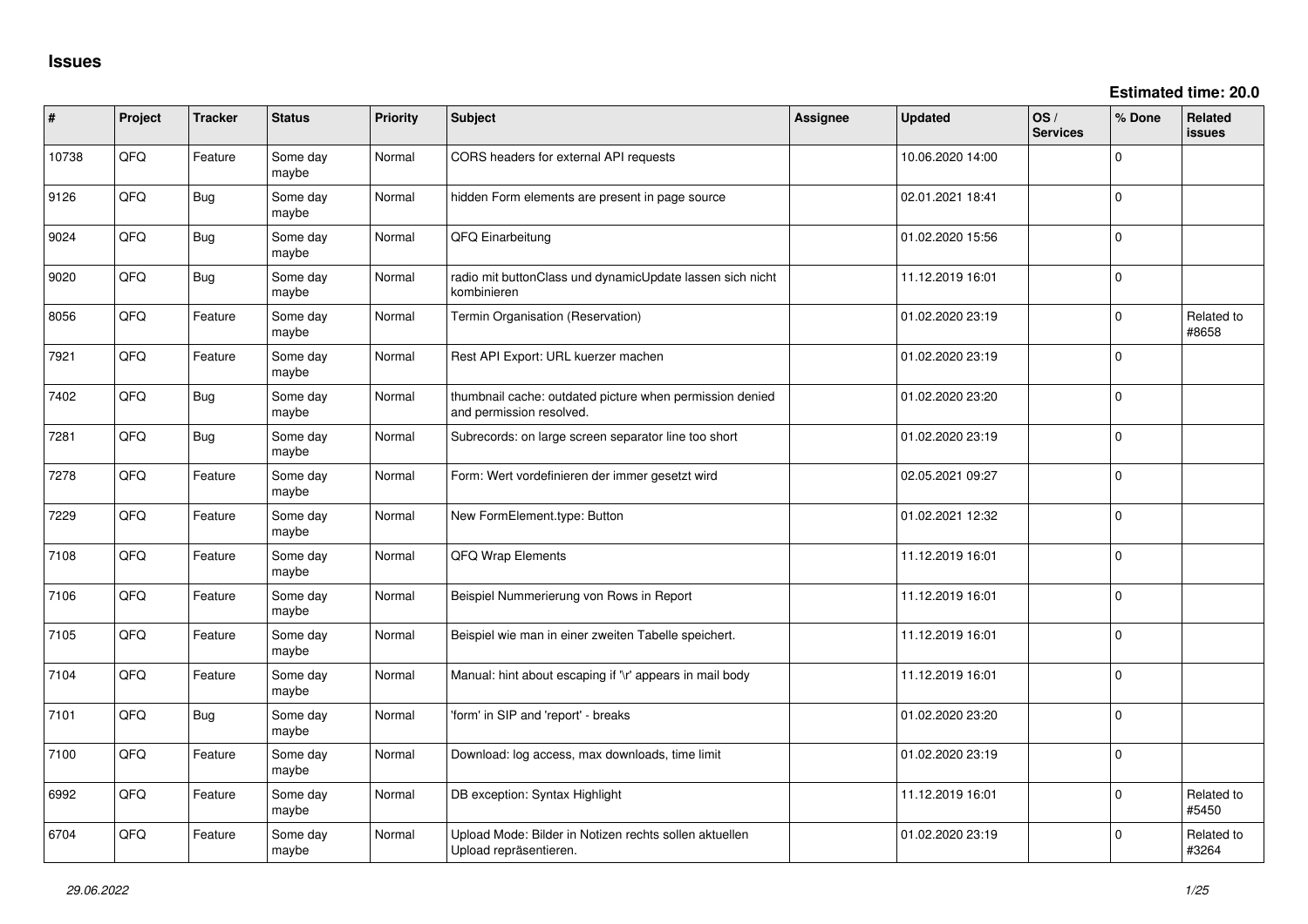# Issues

**Estimated time: 20.0**

| # | Project | Tracker | Status | Priority | Subject | Assignee | Updated | OS / Services | % Done | Related issues |
|---|---|---|---|---|---|---|---|---|---|---|
| 10738 | QFQ | Feature | Some day maybe | Normal | CORS headers for external API requests | | 10.06.2020 14:00 | | 0 | |
| 9126 | QFQ | Bug | Some day maybe | Normal | hidden Form elements are present in page source | | 02.01.2021 18:41 | | 0 | |
| 9024 | QFQ | Bug | Some day maybe | Normal | QFQ Einarbeitung | | 01.02.2020 15:56 | | 0 | |
| 9020 | QFQ | Bug | Some day maybe | Normal | radio mit buttonClass und dynamicUpdate lassen sich nicht kombinieren | | 11.12.2019 16:01 | | 0 | |
| 8056 | QFQ | Feature | Some day maybe | Normal | Termin Organisation (Reservation) | | 01.02.2020 23:19 | | 0 | Related to #8658 |
| 7921 | QFQ | Feature | Some day maybe | Normal | Rest API Export: URL kuerzer machen | | 01.02.2020 23:19 | | 0 | |
| 7402 | QFQ | Bug | Some day maybe | Normal | thumbnail cache: outdated picture when permission denied and permission resolved. | | 01.02.2020 23:20 | | 0 | |
| 7281 | QFQ | Bug | Some day maybe | Normal | Subrecords: on large screen separator line too short | | 01.02.2020 23:19 | | 0 | |
| 7278 | QFQ | Feature | Some day maybe | Normal | Form: Wert vordefinieren der immer gesetzt wird | | 02.05.2021 09:27 | | 0 | |
| 7229 | QFQ | Feature | Some day maybe | Normal | New FormElement.type: Button | | 01.02.2021 12:32 | | 0 | |
| 7108 | QFQ | Feature | Some day maybe | Normal | QFQ Wrap Elements | | 11.12.2019 16:01 | | 0 | |
| 7106 | QFQ | Feature | Some day maybe | Normal | Beispiel Nummerierung von Rows in Report | | 11.12.2019 16:01 | | 0 | |
| 7105 | QFQ | Feature | Some day maybe | Normal | Beispiel wie man in einer zweiten Tabelle speichert. | | 11.12.2019 16:01 | | 0 | |
| 7104 | QFQ | Feature | Some day maybe | Normal | Manual: hint about escaping if '\r' appears in mail body | | 11.12.2019 16:01 | | 0 | |
| 7101 | QFQ | Bug | Some day maybe | Normal | 'form' in SIP and 'report' - breaks | | 01.02.2020 23:20 | | 0 | |
| 7100 | QFQ | Feature | Some day maybe | Normal | Download: log access, max downloads, time limit | | 01.02.2020 23:19 | | 0 | |
| 6992 | QFQ | Feature | Some day maybe | Normal | DB exception: Syntax Highlight | | 11.12.2019 16:01 | | 0 | Related to #5450 |
| 6704 | QFQ | Feature | Some day maybe | Normal | Upload Mode: Bilder in Notizen rechts sollen aktuellen Upload repräsentieren. | | 01.02.2020 23:19 | | 0 | Related to #3264 |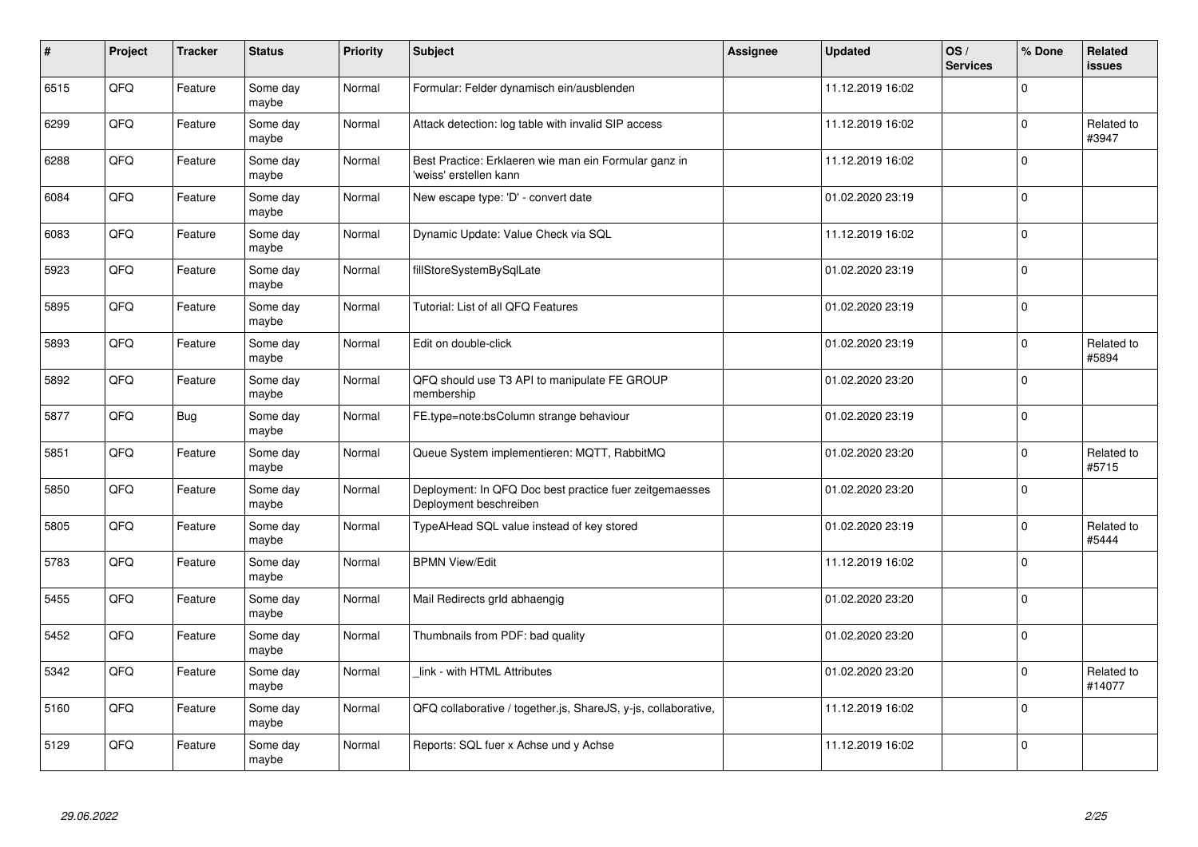| # | Project | Tracker | Status | Priority | Subject | Assignee | Updated | OS / Services | % Done | Related issues |
|---|---|---|---|---|---|---|---|---|---|---|
| 6515 | QFQ | Feature | Some day maybe | Normal | Formular: Felder dynamisch ein/ausblenden | | 11.12.2019 16:02 | | 0 | |
| 6299 | QFQ | Feature | Some day maybe | Normal | Attack detection: log table with invalid SIP access | | 11.12.2019 16:02 | | 0 | Related to #3947 |
| 6288 | QFQ | Feature | Some day maybe | Normal | Best Practice: Erklaeren wie man ein Formular ganz in 'weiss' erstellen kann | | 11.12.2019 16:02 | | 0 | |
| 6084 | QFQ | Feature | Some day maybe | Normal | New escape type: 'D' - convert date | | 01.02.2020 23:19 | | 0 | |
| 6083 | QFQ | Feature | Some day maybe | Normal | Dynamic Update: Value Check via SQL | | 11.12.2019 16:02 | | 0 | |
| 5923 | QFQ | Feature | Some day maybe | Normal | fillStoreSystemBySqlLate | | 01.02.2020 23:19 | | 0 | |
| 5895 | QFQ | Feature | Some day maybe | Normal | Tutorial: List of all QFQ Features | | 01.02.2020 23:19 | | 0 | |
| 5893 | QFQ | Feature | Some day maybe | Normal | Edit on double-click | | 01.02.2020 23:19 | | 0 | Related to #5894 |
| 5892 | QFQ | Feature | Some day maybe | Normal | QFQ should use T3 API to manipulate FE GROUP membership | | 01.02.2020 23:20 | | 0 | |
| 5877 | QFQ | Bug | Some day maybe | Normal | FE.type=note:bsColumn strange behaviour | | 01.02.2020 23:19 | | 0 | |
| 5851 | QFQ | Feature | Some day maybe | Normal | Queue System implementieren: MQTT, RabbitMQ | | 01.02.2020 23:20 | | 0 | Related to #5715 |
| 5850 | QFQ | Feature | Some day maybe | Normal | Deployment: In QFQ Doc best practice fuer zeitgemaesses Deployment beschreiben | | 01.02.2020 23:20 | | 0 | |
| 5805 | QFQ | Feature | Some day maybe | Normal | TypeAHead SQL value instead of key stored | | 01.02.2020 23:19 | | 0 | Related to #5444 |
| 5783 | QFQ | Feature | Some day maybe | Normal | BPMN View/Edit | | 11.12.2019 16:02 | | 0 | |
| 5455 | QFQ | Feature | Some day maybe | Normal | Mail Redirects grId abhaengig | | 01.02.2020 23:20 | | 0 | |
| 5452 | QFQ | Feature | Some day maybe | Normal | Thumbnails from PDF: bad quality | | 01.02.2020 23:20 | | 0 | |
| 5342 | QFQ | Feature | Some day maybe | Normal | _link - with HTML Attributes | | 01.02.2020 23:20 | | 0 | Related to #14077 |
| 5160 | QFQ | Feature | Some day maybe | Normal | QFQ collaborative / together.js, ShareJS, y-js, collaborative, | | 11.12.2019 16:02 | | 0 | |
| 5129 | QFQ | Feature | Some day maybe | Normal | Reports: SQL fuer x Achse und y Achse | | 11.12.2019 16:02 | | 0 | |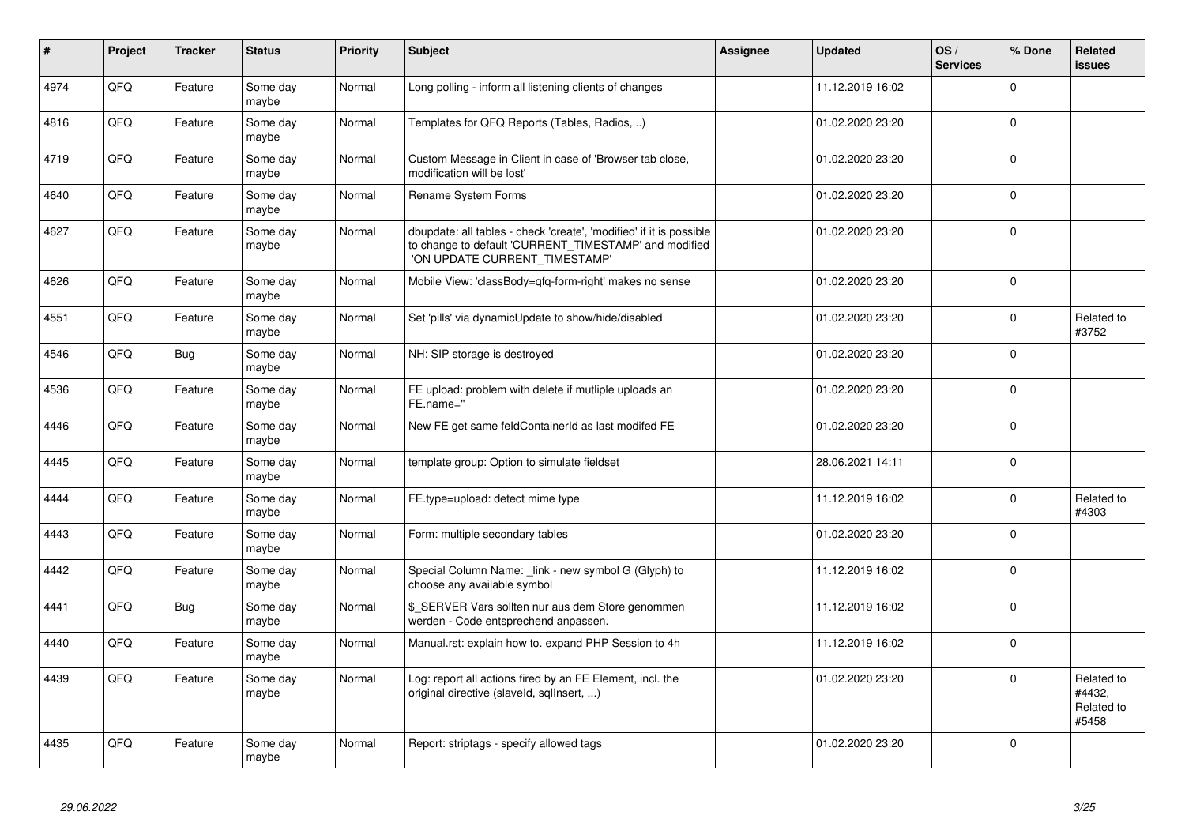| # | Project | Tracker | Status | Priority | Subject | Assignee | Updated | OS / Services | % Done | Related issues |
|---|---|---|---|---|---|---|---|---|---|---|
| 4974 | QFQ | Feature | Some day maybe | Normal | Long polling - inform all listening clients of changes | | 11.12.2019 16:02 | | 0 | |
| 4816 | QFQ | Feature | Some day maybe | Normal | Templates for QFQ Reports (Tables, Radios, ..) | | 01.02.2020 23:20 | | 0 | |
| 4719 | QFQ | Feature | Some day maybe | Normal | Custom Message in Client in case of 'Browser tab close, modification will be lost' | | 01.02.2020 23:20 | | 0 | |
| 4640 | QFQ | Feature | Some day maybe | Normal | Rename System Forms | | 01.02.2020 23:20 | | 0 | |
| 4627 | QFQ | Feature | Some day maybe | Normal | dbupdate: all tables - check 'create', 'modified' if it is possible to change to default 'CURRENT_TIMESTAMP' and modified 'ON UPDATE CURRENT_TIMESTAMP' | | 01.02.2020 23:20 | | 0 | |
| 4626 | QFQ | Feature | Some day maybe | Normal | Mobile View: 'classBody=qfq-form-right' makes no sense | | 01.02.2020 23:20 | | 0 | |
| 4551 | QFQ | Feature | Some day maybe | Normal | Set 'pills' via dynamicUpdate to show/hide/disabled | | 01.02.2020 23:20 | | 0 | Related to #3752 |
| 4546 | QFQ | Bug | Some day maybe | Normal | NH: SIP storage is destroyed | | 01.02.2020 23:20 | | 0 | |
| 4536 | QFQ | Feature | Some day maybe | Normal | FE upload: problem with delete if mutliple uploads an FE.name=" | | 01.02.2020 23:20 | | 0 | |
| 4446 | QFQ | Feature | Some day maybe | Normal | New FE get same feldContainerId as last modifed FE | | 01.02.2020 23:20 | | 0 | |
| 4445 | QFQ | Feature | Some day maybe | Normal | template group: Option to simulate fieldset | | 28.06.2021 14:11 | | 0 | |
| 4444 | QFQ | Feature | Some day maybe | Normal | FE.type=upload: detect mime type | | 11.12.2019 16:02 | | 0 | Related to #4303 |
| 4443 | QFQ | Feature | Some day maybe | Normal | Form: multiple secondary tables | | 01.02.2020 23:20 | | 0 | |
| 4442 | QFQ | Feature | Some day maybe | Normal | Special Column Name: _link - new symbol G (Glyph) to choose any available symbol | | 11.12.2019 16:02 | | 0 | |
| 4441 | QFQ | Bug | Some day maybe | Normal | $_SERVER Vars sollten nur aus dem Store genommen werden - Code entsprechend anpassen. | | 11.12.2019 16:02 | | 0 | |
| 4440 | QFQ | Feature | Some day maybe | Normal | Manual.rst: explain how to. expand PHP Session to 4h | | 11.12.2019 16:02 | | 0 | |
| 4439 | QFQ | Feature | Some day maybe | Normal | Log: report all actions fired by an FE Element, incl. the original directive (slaveId, sqlInsert, ...) | | 01.02.2020 23:20 | | 0 | Related to #4432, Related to #5458 |
| 4435 | QFQ | Feature | Some day maybe | Normal | Report: striptags - specify allowed tags | | 01.02.2020 23:20 | | 0 | |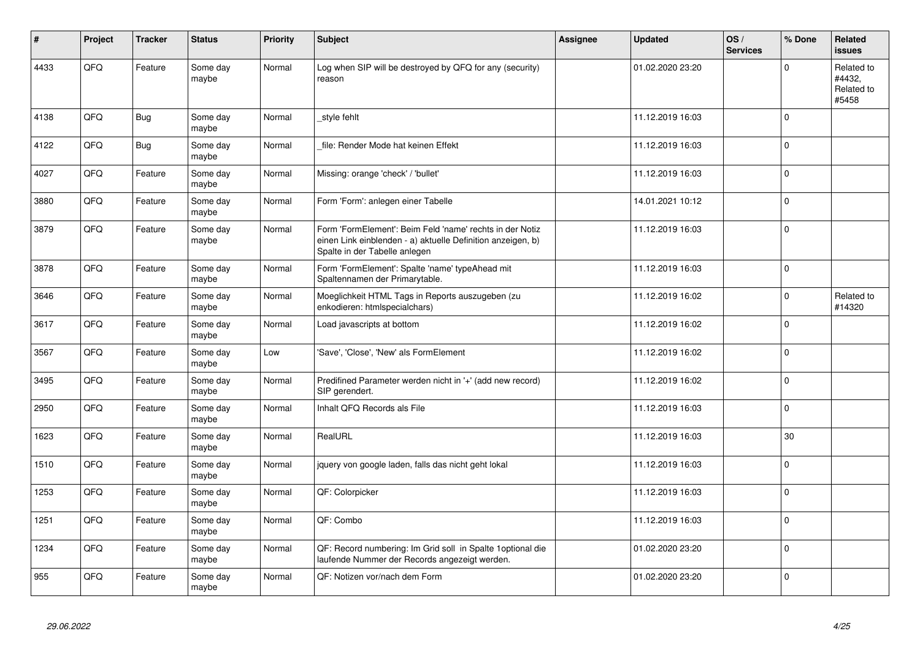| # | Project | Tracker | Status | Priority | Subject | Assignee | Updated | OS / Services | % Done | Related issues |
|---|---|---|---|---|---|---|---|---|---|---|
| 4433 | QFQ | Feature | Some day maybe | Normal | Log when SIP will be destroyed by QFQ for any (security) reason | | 01.02.2020 23:20 | | 0 | Related to #4432, Related to #5458 |
| 4138 | QFQ | Bug | Some day maybe | Normal | _style fehlt | | 11.12.2019 16:03 | | 0 | |
| 4122 | QFQ | Bug | Some day maybe | Normal | _file: Render Mode hat keinen Effekt | | 11.12.2019 16:03 | | 0 | |
| 4027 | QFQ | Feature | Some day maybe | Normal | Missing: orange 'check' / 'bullet' | | 11.12.2019 16:03 | | 0 | |
| 3880 | QFQ | Feature | Some day maybe | Normal | Form 'Form': anlegen einer Tabelle | | 14.01.2021 10:12 | | 0 | |
| 3879 | QFQ | Feature | Some day maybe | Normal | Form 'FormElement': Beim Feld 'name' rechts in der Notiz einen Link einblenden - a) aktuelle Definition anzeigen, b) Spalte in der Tabelle anlegen | | 11.12.2019 16:03 | | 0 | |
| 3878 | QFQ | Feature | Some day maybe | Normal | Form 'FormElement': Spalte 'name' typeAhead mit Spaltennamen der Primarytable. | | 11.12.2019 16:03 | | 0 | |
| 3646 | QFQ | Feature | Some day maybe | Normal | Moeglichkeit HTML Tags in Reports auszugeben (zu enkodieren: htmlspecialchars) | | 11.12.2019 16:02 | | 0 | Related to #14320 |
| 3617 | QFQ | Feature | Some day maybe | Normal | Load javascripts at bottom | | 11.12.2019 16:02 | | 0 | |
| 3567 | QFQ | Feature | Some day maybe | Low | 'Save', 'Close', 'New' als FormElement | | 11.12.2019 16:02 | | 0 | |
| 3495 | QFQ | Feature | Some day maybe | Normal | Predifined Parameter werden nicht in '+' (add new record) SIP gerendert. | | 11.12.2019 16:02 | | 0 | |
| 2950 | QFQ | Feature | Some day maybe | Normal | Inhalt QFQ Records als File | | 11.12.2019 16:03 | | 0 | |
| 1623 | QFQ | Feature | Some day maybe | Normal | RealURL | | 11.12.2019 16:03 | | 30 | |
| 1510 | QFQ | Feature | Some day maybe | Normal | jquery von google laden, falls das nicht geht lokal | | 11.12.2019 16:03 | | 0 | |
| 1253 | QFQ | Feature | Some day maybe | Normal | QF: Colorpicker | | 11.12.2019 16:03 | | 0 | |
| 1251 | QFQ | Feature | Some day maybe | Normal | QF: Combo | | 11.12.2019 16:03 | | 0 | |
| 1234 | QFQ | Feature | Some day maybe | Normal | QF: Record numbering: Im Grid soll in Spalte 1optional die laufende Nummer der Records angezeigt werden. | | 01.02.2020 23:20 | | 0 | |
| 955 | QFQ | Feature | Some day maybe | Normal | QF: Notizen vor/nach dem Form | | 01.02.2020 23:20 | | 0 | |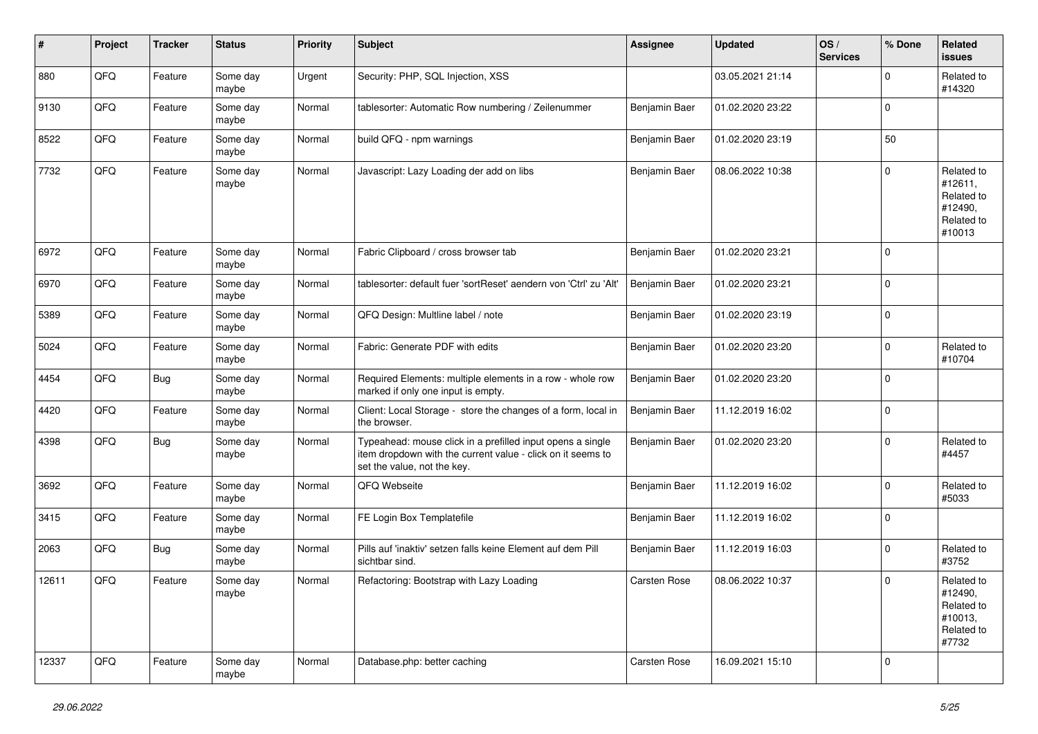| # | Project | Tracker | Status | Priority | Subject | Assignee | Updated | OS / Services | % Done | Related issues |
|---|---|---|---|---|---|---|---|---|---|---|
| 880 | QFQ | Feature | Some day maybe | Urgent | Security: PHP, SQL Injection, XSS | | 03.05.2021 21:14 | | 0 | Related to #14320 |
| 9130 | QFQ | Feature | Some day maybe | Normal | tablesorter: Automatic Row numbering / Zeilenummer | Benjamin Baer | 01.02.2020 23:22 | | 0 | |
| 8522 | QFQ | Feature | Some day maybe | Normal | build QFQ - npm warnings | Benjamin Baer | 01.02.2020 23:19 | | 50 | |
| 7732 | QFQ | Feature | Some day maybe | Normal | Javascript: Lazy Loading der add on libs | Benjamin Baer | 08.06.2022 10:38 | | 0 | Related to #12611, Related to #12490, Related to #10013 |
| 6972 | QFQ | Feature | Some day maybe | Normal | Fabric Clipboard / cross browser tab | Benjamin Baer | 01.02.2020 23:21 | | 0 | |
| 6970 | QFQ | Feature | Some day maybe | Normal | tablesorter: default fuer 'sortReset' aendern von 'Ctrl' zu 'Alt' | Benjamin Baer | 01.02.2020 23:21 | | 0 | |
| 5389 | QFQ | Feature | Some day maybe | Normal | QFQ Design: Multline label / note | Benjamin Baer | 01.02.2020 23:19 | | 0 | |
| 5024 | QFQ | Feature | Some day maybe | Normal | Fabric: Generate PDF with edits | Benjamin Baer | 01.02.2020 23:20 | | 0 | Related to #10704 |
| 4454 | QFQ | Bug | Some day maybe | Normal | Required Elements: multiple elements in a row - whole row marked if only one input is empty. | Benjamin Baer | 01.02.2020 23:20 | | 0 | |
| 4420 | QFQ | Feature | Some day maybe | Normal | Client: Local Storage - store the changes of a form, local in the browser. | Benjamin Baer | 11.12.2019 16:02 | | 0 | |
| 4398 | QFQ | Bug | Some day maybe | Normal | Typeahead: mouse click in a prefilled input opens a single item dropdown with the current value - click on it seems to set the value, not the key. | Benjamin Baer | 01.02.2020 23:20 | | 0 | Related to #4457 |
| 3692 | QFQ | Feature | Some day maybe | Normal | QFQ Webseite | Benjamin Baer | 11.12.2019 16:02 | | 0 | Related to #5033 |
| 3415 | QFQ | Feature | Some day maybe | Normal | FE Login Box Templatefile | Benjamin Baer | 11.12.2019 16:02 | | 0 | |
| 2063 | QFQ | Bug | Some day maybe | Normal | Pills auf 'inaktiv' setzen falls keine Element auf dem Pill sichtbar sind. | Benjamin Baer | 11.12.2019 16:03 | | 0 | Related to #3752 |
| 12611 | QFQ | Feature | Some day maybe | Normal | Refactoring: Bootstrap with Lazy Loading | Carsten Rose | 08.06.2022 10:37 | | 0 | Related to #12490, Related to #10013, Related to #7732 |
| 12337 | QFQ | Feature | Some day maybe | Normal | Database.php: better caching | Carsten Rose | 16.09.2021 15:10 | | 0 | |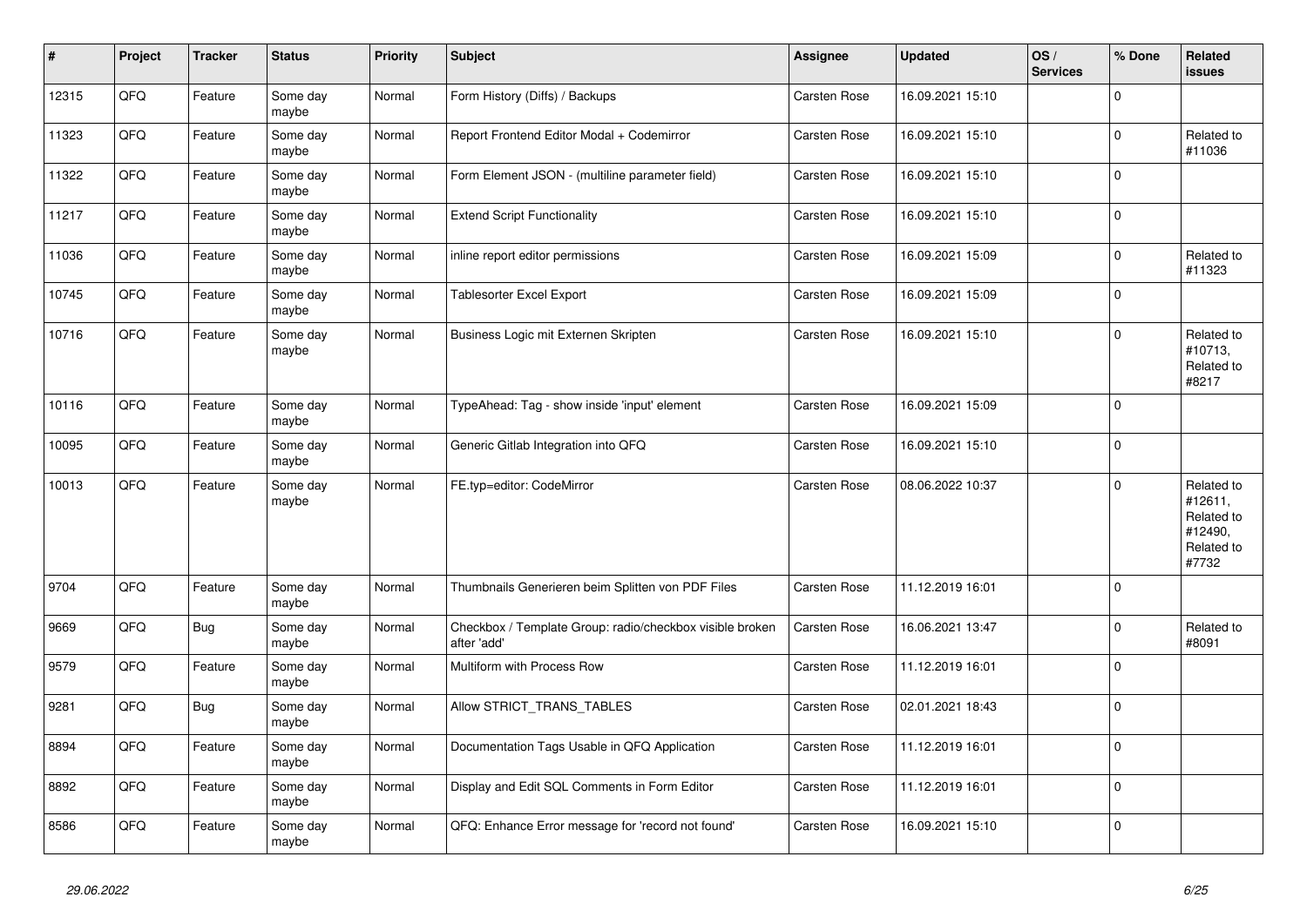| # | Project | Tracker | Status | Priority | Subject | Assignee | Updated | OS / Services | % Done | Related issues |
|---|---|---|---|---|---|---|---|---|---|---|
| 12315 | QFQ | Feature | Some day maybe | Normal | Form History (Diffs) / Backups | Carsten Rose | 16.09.2021 15:10 | | 0 | |
| 11323 | QFQ | Feature | Some day maybe | Normal | Report Frontend Editor Modal + Codemirror | Carsten Rose | 16.09.2021 15:10 | | 0 | Related to #11036 |
| 11322 | QFQ | Feature | Some day maybe | Normal | Form Element JSON - (multiline parameter field) | Carsten Rose | 16.09.2021 15:10 | | 0 | |
| 11217 | QFQ | Feature | Some day maybe | Normal | Extend Script Functionality | Carsten Rose | 16.09.2021 15:10 | | 0 | |
| 11036 | QFQ | Feature | Some day maybe | Normal | inline report editor permissions | Carsten Rose | 16.09.2021 15:09 | | 0 | Related to #11323 |
| 10745 | QFQ | Feature | Some day maybe | Normal | Tablesorter Excel Export | Carsten Rose | 16.09.2021 15:09 | | 0 | |
| 10716 | QFQ | Feature | Some day maybe | Normal | Business Logic mit Externen Skripten | Carsten Rose | 16.09.2021 15:10 | | 0 | Related to #10713, Related to #8217 |
| 10116 | QFQ | Feature | Some day maybe | Normal | TypeAhead: Tag - show inside 'input' element | Carsten Rose | 16.09.2021 15:09 | | 0 | |
| 10095 | QFQ | Feature | Some day maybe | Normal | Generic Gitlab Integration into QFQ | Carsten Rose | 16.09.2021 15:10 | | 0 | |
| 10013 | QFQ | Feature | Some day maybe | Normal | FE.typ=editor: CodeMirror | Carsten Rose | 08.06.2022 10:37 | | 0 | Related to #12611, Related to #12490, Related to #7732 |
| 9704 | QFQ | Feature | Some day maybe | Normal | Thumbnails Generieren beim Splitten von PDF Files | Carsten Rose | 11.12.2019 16:01 | | 0 | |
| 9669 | QFQ | Bug | Some day maybe | Normal | Checkbox / Template Group: radio/checkbox visible broken after 'add' | Carsten Rose | 16.06.2021 13:47 | | 0 | Related to #8091 |
| 9579 | QFQ | Feature | Some day maybe | Normal | Multiform with Process Row | Carsten Rose | 11.12.2019 16:01 | | 0 | |
| 9281 | QFQ | Bug | Some day maybe | Normal | Allow STRICT_TRANS_TABLES | Carsten Rose | 02.01.2021 18:43 | | 0 | |
| 8894 | QFQ | Feature | Some day maybe | Normal | Documentation Tags Usable in QFQ Application | Carsten Rose | 11.12.2019 16:01 | | 0 | |
| 8892 | QFQ | Feature | Some day maybe | Normal | Display and Edit SQL Comments in Form Editor | Carsten Rose | 11.12.2019 16:01 | | 0 | |
| 8586 | QFQ | Feature | Some day maybe | Normal | QFQ: Enhance Error message for 'record not found' | Carsten Rose | 16.09.2021 15:10 | | 0 | |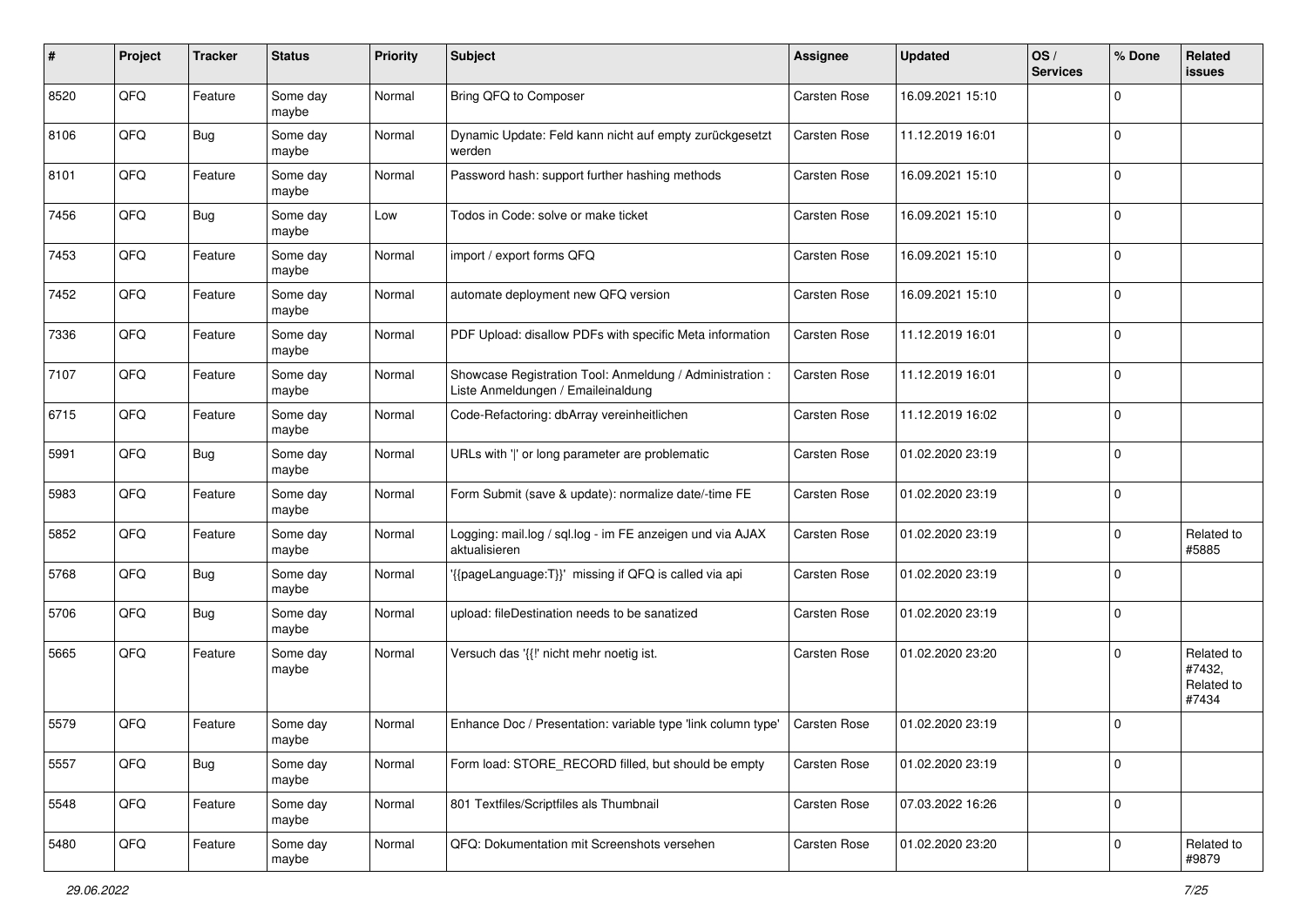| # | Project | Tracker | Status | Priority | Subject | Assignee | Updated | OS / Services | % Done | Related issues |
|---|---|---|---|---|---|---|---|---|---|---|
| 8520 | QFQ | Feature | Some day maybe | Normal | Bring QFQ to Composer | Carsten Rose | 16.09.2021 15:10 | | 0 | |
| 8106 | QFQ | Bug | Some day maybe | Normal | Dynamic Update: Feld kann nicht auf empty zurückgesetzt werden | Carsten Rose | 11.12.2019 16:01 | | 0 | |
| 8101 | QFQ | Feature | Some day maybe | Normal | Password hash: support further hashing methods | Carsten Rose | 16.09.2021 15:10 | | 0 | |
| 7456 | QFQ | Bug | Some day maybe | Low | Todos in Code: solve or make ticket | Carsten Rose | 16.09.2021 15:10 | | 0 | |
| 7453 | QFQ | Feature | Some day maybe | Normal | import / export forms QFQ | Carsten Rose | 16.09.2021 15:10 | | 0 | |
| 7452 | QFQ | Feature | Some day maybe | Normal | automate deployment new QFQ version | Carsten Rose | 16.09.2021 15:10 | | 0 | |
| 7336 | QFQ | Feature | Some day maybe | Normal | PDF Upload: disallow PDFs with specific Meta information | Carsten Rose | 11.12.2019 16:01 | | 0 | |
| 7107 | QFQ | Feature | Some day maybe | Normal | Showcase Registration Tool: Anmeldung / Administration : Liste Anmeldungen / Emaileinaldung | Carsten Rose | 11.12.2019 16:01 | | 0 | |
| 6715 | QFQ | Feature | Some day maybe | Normal | Code-Refactoring: dbArray vereinheitlichen | Carsten Rose | 11.12.2019 16:02 | | 0 | |
| 5991 | QFQ | Bug | Some day maybe | Normal | URLs with '\|' or long parameter are problematic | Carsten Rose | 01.02.2020 23:19 | | 0 | |
| 5983 | QFQ | Feature | Some day maybe | Normal | Form Submit (save & update): normalize date/-time FE | Carsten Rose | 01.02.2020 23:19 | | 0 | |
| 5852 | QFQ | Feature | Some day maybe | Normal | Logging: mail.log / sql.log - im FE anzeigen und via AJAX aktualisieren | Carsten Rose | 01.02.2020 23:19 | | 0 | Related to #5885 |
| 5768 | QFQ | Bug | Some day maybe | Normal | '{{pageLanguage:T}}' missing if QFQ is called via api | Carsten Rose | 01.02.2020 23:19 | | 0 | |
| 5706 | QFQ | Bug | Some day maybe | Normal | upload: fileDestination needs to be sanatized | Carsten Rose | 01.02.2020 23:19 | | 0 | |
| 5665 | QFQ | Feature | Some day maybe | Normal | Versuch das '{{!' nicht mehr noetig ist. | Carsten Rose | 01.02.2020 23:20 | | 0 | Related to #7432, Related to #7434 |
| 5579 | QFQ | Feature | Some day maybe | Normal | Enhance Doc / Presentation: variable type 'link column type' | Carsten Rose | 01.02.2020 23:19 | | 0 | |
| 5557 | QFQ | Bug | Some day maybe | Normal | Form load: STORE_RECORD filled, but should be empty | Carsten Rose | 01.02.2020 23:19 | | 0 | |
| 5548 | QFQ | Feature | Some day maybe | Normal | 801 Textfiles/Scriptfiles als Thumbnail | Carsten Rose | 07.03.2022 16:26 | | 0 | |
| 5480 | QFQ | Feature | Some day maybe | Normal | QFQ: Dokumentation mit Screenshots versehen | Carsten Rose | 01.02.2020 23:20 | | 0 | Related to #9879 |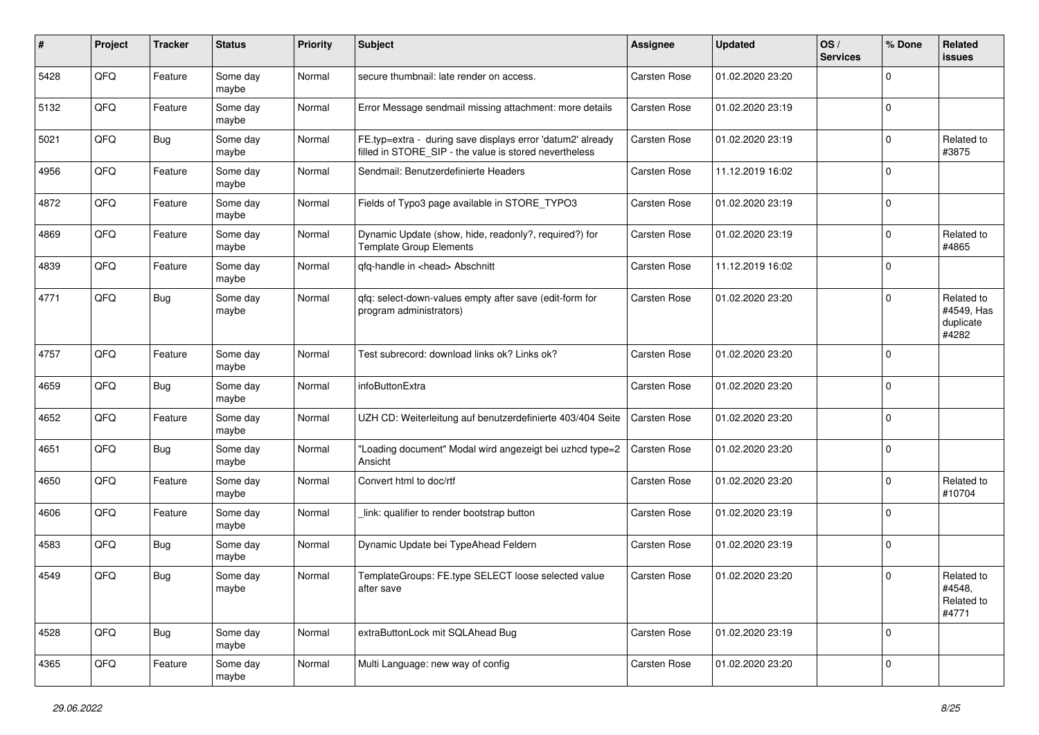| # | Project | Tracker | Status | Priority | Subject | Assignee | Updated | OS / Services | % Done | Related issues |
|---|---|---|---|---|---|---|---|---|---|---|
| 5428 | QFQ | Feature | Some day maybe | Normal | secure thumbnail: late render on access. | Carsten Rose | 01.02.2020 23:20 | | 0 | |
| 5132 | QFQ | Feature | Some day maybe | Normal | Error Message sendmail missing attachment: more details | Carsten Rose | 01.02.2020 23:19 | | 0 | |
| 5021 | QFQ | Bug | Some day maybe | Normal | FE.typ=extra - during save displays error 'datum2' already filled in STORE_SIP - the value is stored nevertheless | Carsten Rose | 01.02.2020 23:19 | | 0 | Related to #3875 |
| 4956 | QFQ | Feature | Some day maybe | Normal | Sendmail: Benutzerdefinierte Headers | Carsten Rose | 11.12.2019 16:02 | | 0 | |
| 4872 | QFQ | Feature | Some day maybe | Normal | Fields of Typo3 page available in STORE_TYPO3 | Carsten Rose | 01.02.2020 23:19 | | 0 | |
| 4869 | QFQ | Feature | Some day maybe | Normal | Dynamic Update (show, hide, readonly?, required?) for Template Group Elements | Carsten Rose | 01.02.2020 23:19 | | 0 | Related to #4865 |
| 4839 | QFQ | Feature | Some day maybe | Normal | qfq-handle in <head> Abschnitt | Carsten Rose | 11.12.2019 16:02 | | 0 | |
| 4771 | QFQ | Bug | Some day maybe | Normal | qfq: select-down-values empty after save (edit-form for program administrators) | Carsten Rose | 01.02.2020 23:20 | | 0 | Related to #4549, Has duplicate #4282 |
| 4757 | QFQ | Feature | Some day maybe | Normal | Test subrecord: download links ok? Links ok? | Carsten Rose | 01.02.2020 23:20 | | 0 | |
| 4659 | QFQ | Bug | Some day maybe | Normal | infoButtonExtra | Carsten Rose | 01.02.2020 23:20 | | 0 | |
| 4652 | QFQ | Feature | Some day maybe | Normal | UZH CD: Weiterleitung auf benutzerdefinierte 403/404 Seite | Carsten Rose | 01.02.2020 23:20 | | 0 | |
| 4651 | QFQ | Bug | Some day maybe | Normal | "Loading document" Modal wird angezeigt bei uzhcd type=2 Ansicht | Carsten Rose | 01.02.2020 23:20 | | 0 | |
| 4650 | QFQ | Feature | Some day maybe | Normal | Convert html to doc/rtf | Carsten Rose | 01.02.2020 23:20 | | 0 | Related to #10704 |
| 4606 | QFQ | Feature | Some day maybe | Normal | _link: qualifier to render bootstrap button | Carsten Rose | 01.02.2020 23:19 | | 0 | |
| 4583 | QFQ | Bug | Some day maybe | Normal | Dynamic Update bei TypeAhead Feldern | Carsten Rose | 01.02.2020 23:19 | | 0 | |
| 4549 | QFQ | Bug | Some day maybe | Normal | TemplateGroups: FE.type SELECT loose selected value after save | Carsten Rose | 01.02.2020 23:20 | | 0 | Related to #4548, Related to #4771 |
| 4528 | QFQ | Bug | Some day maybe | Normal | extraButtonLock mit SQLAhead Bug | Carsten Rose | 01.02.2020 23:19 | | 0 | |
| 4365 | QFQ | Feature | Some day maybe | Normal | Multi Language: new way of config | Carsten Rose | 01.02.2020 23:20 | | 0 | |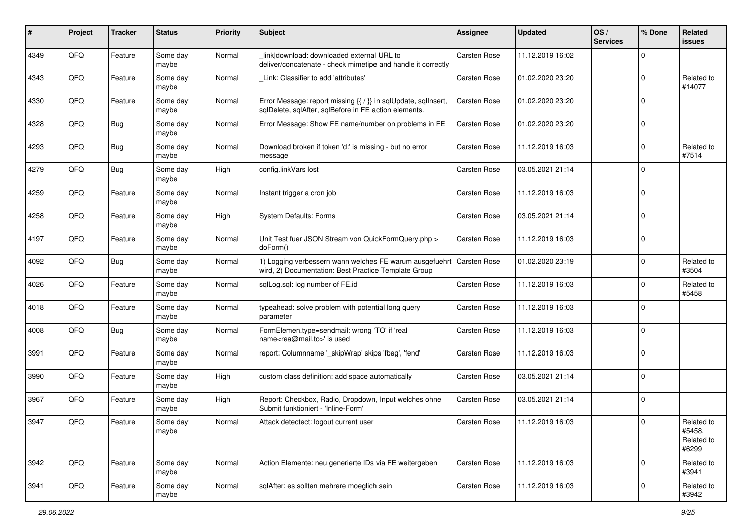| # | Project | Tracker | Status | Priority | Subject | Assignee | Updated | OS / Services | % Done | Related issues |
|---|---|---|---|---|---|---|---|---|---|---|
| 4349 | QFQ | Feature | Some day maybe | Normal | _link\|download: downloaded external URL to deliver/concatenate - check mimetipe and handle it correctly | Carsten Rose | 11.12.2019 16:02 | | 0 | |
| 4343 | QFQ | Feature | Some day maybe | Normal | _Link: Classifier to add 'attributes' | Carsten Rose | 01.02.2020 23:20 | | 0 | Related to #14077 |
| 4330 | QFQ | Feature | Some day maybe | Normal | Error Message: report missing {{ / }} in sqlUpdate, sqlInsert, sqlDelete, sqlAfter, sqlBefore in FE action elements. | Carsten Rose | 01.02.2020 23:20 | | 0 | |
| 4328 | QFQ | Bug | Some day maybe | Normal | Error Message: Show FE name/number on problems in FE | Carsten Rose | 01.02.2020 23:20 | | 0 | |
| 4293 | QFQ | Bug | Some day maybe | Normal | Download broken if token 'd:' is missing - but no error message | Carsten Rose | 11.12.2019 16:03 | | 0 | Related to #7514 |
| 4279 | QFQ | Bug | Some day maybe | High | config.linkVars lost | Carsten Rose | 03.05.2021 21:14 | | 0 | |
| 4259 | QFQ | Feature | Some day maybe | Normal | Instant trigger a cron job | Carsten Rose | 11.12.2019 16:03 | | 0 | |
| 4258 | QFQ | Feature | Some day maybe | High | System Defaults: Forms | Carsten Rose | 03.05.2021 21:14 | | 0 | |
| 4197 | QFQ | Feature | Some day maybe | Normal | Unit Test fuer JSON Stream von QuickFormQuery.php > doForm() | Carsten Rose | 11.12.2019 16:03 | | 0 | |
| 4092 | QFQ | Bug | Some day maybe | Normal | 1) Logging verbessern wann welches FE warum ausgefuehrt wird, 2) Documentation: Best Practice Template Group | Carsten Rose | 01.02.2020 23:19 | | 0 | Related to #3504 |
| 4026 | QFQ | Feature | Some day maybe | Normal | sqlLog.sql: log number of FE.id | Carsten Rose | 11.12.2019 16:03 | | 0 | Related to #5458 |
| 4018 | QFQ | Feature | Some day maybe | Normal | typeahead: solve problem with potential long query parameter | Carsten Rose | 11.12.2019 16:03 | | 0 | |
| 4008 | QFQ | Bug | Some day maybe | Normal | FormElemen.type=sendmail: wrong 'TO' if 'real name<rea@mail.to>' is used | Carsten Rose | 11.12.2019 16:03 | | 0 | |
| 3991 | QFQ | Feature | Some day maybe | Normal | report: Columnname '_skipWrap' skips 'fbeg', 'fend' | Carsten Rose | 11.12.2019 16:03 | | 0 | |
| 3990 | QFQ | Feature | Some day maybe | High | custom class definition: add space automatically | Carsten Rose | 03.05.2021 21:14 | | 0 | |
| 3967 | QFQ | Feature | Some day maybe | High | Report: Checkbox, Radio, Dropdown, Input welches ohne Submit funktioniert - 'Inline-Form' | Carsten Rose | 03.05.2021 21:14 | | 0 | |
| 3947 | QFQ | Feature | Some day maybe | Normal | Attack detectect: logout current user | Carsten Rose | 11.12.2019 16:03 | | 0 | Related to #5458, Related to #6299 |
| 3942 | QFQ | Feature | Some day maybe | Normal | Action Elemente: neu generierte IDs via FE weitergeben | Carsten Rose | 11.12.2019 16:03 | | 0 | Related to #3941 |
| 3941 | QFQ | Feature | Some day maybe | Normal | sqlAfter: es sollten mehrere moeglich sein | Carsten Rose | 11.12.2019 16:03 | | 0 | Related to #3942 |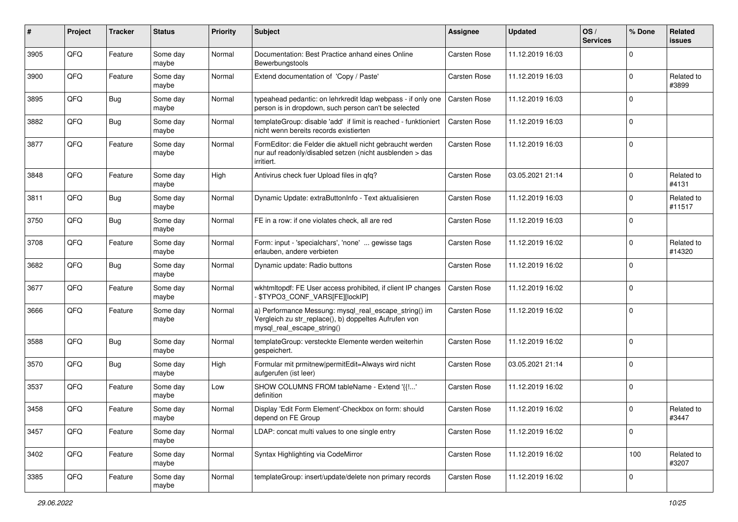| # | Project | Tracker | Status | Priority | Subject | Assignee | Updated | OS / Services | % Done | Related issues |
|---|---|---|---|---|---|---|---|---|---|---|
| 3905 | QFQ | Feature | Some day maybe | Normal | Documentation: Best Practice anhand eines Online Bewerbungstools | Carsten Rose | 11.12.2019 16:03 | | 0 | |
| 3900 | QFQ | Feature | Some day maybe | Normal | Extend documentation of 'Copy / Paste' | Carsten Rose | 11.12.2019 16:03 | | 0 | Related to #3899 |
| 3895 | QFQ | Bug | Some day maybe | Normal | typeahead pedantic: on lehrkredit ldap webpass - if only one person is in dropdown, such person can't be selected | Carsten Rose | 11.12.2019 16:03 | | 0 | |
| 3882 | QFQ | Bug | Some day maybe | Normal | templateGroup: disable 'add' if limit is reached - funktioniert nicht wenn bereits records existierten | Carsten Rose | 11.12.2019 16:03 | | 0 | |
| 3877 | QFQ | Feature | Some day maybe | Normal | FormEditor: die Felder die aktuell nicht gebraucht werden nur auf readonly/disabled setzen (nicht ausblenden > das irritiert. | Carsten Rose | 11.12.2019 16:03 | | 0 | |
| 3848 | QFQ | Feature | Some day maybe | High | Antivirus check fuer Upload files in qfq? | Carsten Rose | 03.05.2021 21:14 | | 0 | Related to #4131 |
| 3811 | QFQ | Bug | Some day maybe | Normal | Dynamic Update: extraButtonInfo - Text aktualisieren | Carsten Rose | 11.12.2019 16:03 | | 0 | Related to #11517 |
| 3750 | QFQ | Bug | Some day maybe | Normal | FE in a row: if one violates check, all are red | Carsten Rose | 11.12.2019 16:03 | | 0 | |
| 3708 | QFQ | Feature | Some day maybe | Normal | Form: input - 'specialchars', 'none' ... gewisse tags erlauben, andere verbieten | Carsten Rose | 11.12.2019 16:02 | | 0 | Related to #14320 |
| 3682 | QFQ | Bug | Some day maybe | Normal | Dynamic update: Radio buttons | Carsten Rose | 11.12.2019 16:02 | | 0 | |
| 3677 | QFQ | Feature | Some day maybe | Normal | wkhtmltopdf: FE User access prohibited, if client IP changes - $TYPO3_CONF_VARS[FE][lockIP] | Carsten Rose | 11.12.2019 16:02 | | 0 | |
| 3666 | QFQ | Feature | Some day maybe | Normal | a) Performance Messung: mysql_real_escape_string() im Vergleich zu str_replace(), b) doppeltes Aufrufen von mysql_real_escape_string() | Carsten Rose | 11.12.2019 16:02 | | 0 | |
| 3588 | QFQ | Bug | Some day maybe | Normal | templateGroup: versteckte Elemente werden weiterhin gespeichert. | Carsten Rose | 11.12.2019 16:02 | | 0 | |
| 3570 | QFQ | Bug | Some day maybe | High | Formular mit prmitnew\|permitEdit=Always wird nicht aufgerufen (ist leer) | Carsten Rose | 03.05.2021 21:14 | | 0 | |
| 3537 | QFQ | Feature | Some day maybe | Low | SHOW COLUMNS FROM tableName - Extend '{{!...' definition | Carsten Rose | 11.12.2019 16:02 | | 0 | |
| 3458 | QFQ | Feature | Some day maybe | Normal | Display 'Edit Form Element'-Checkbox on form: should depend on FE Group | Carsten Rose | 11.12.2019 16:02 | | 0 | Related to #3447 |
| 3457 | QFQ | Feature | Some day maybe | Normal | LDAP: concat multi values to one single entry | Carsten Rose | 11.12.2019 16:02 | | 0 | |
| 3402 | QFQ | Feature | Some day maybe | Normal | Syntax Highlighting via CodeMirror | Carsten Rose | 11.12.2019 16:02 | | 100 | Related to #3207 |
| 3385 | QFQ | Feature | Some day maybe | Normal | templateGroup: insert/update/delete non primary records | Carsten Rose | 11.12.2019 16:02 | | 0 | |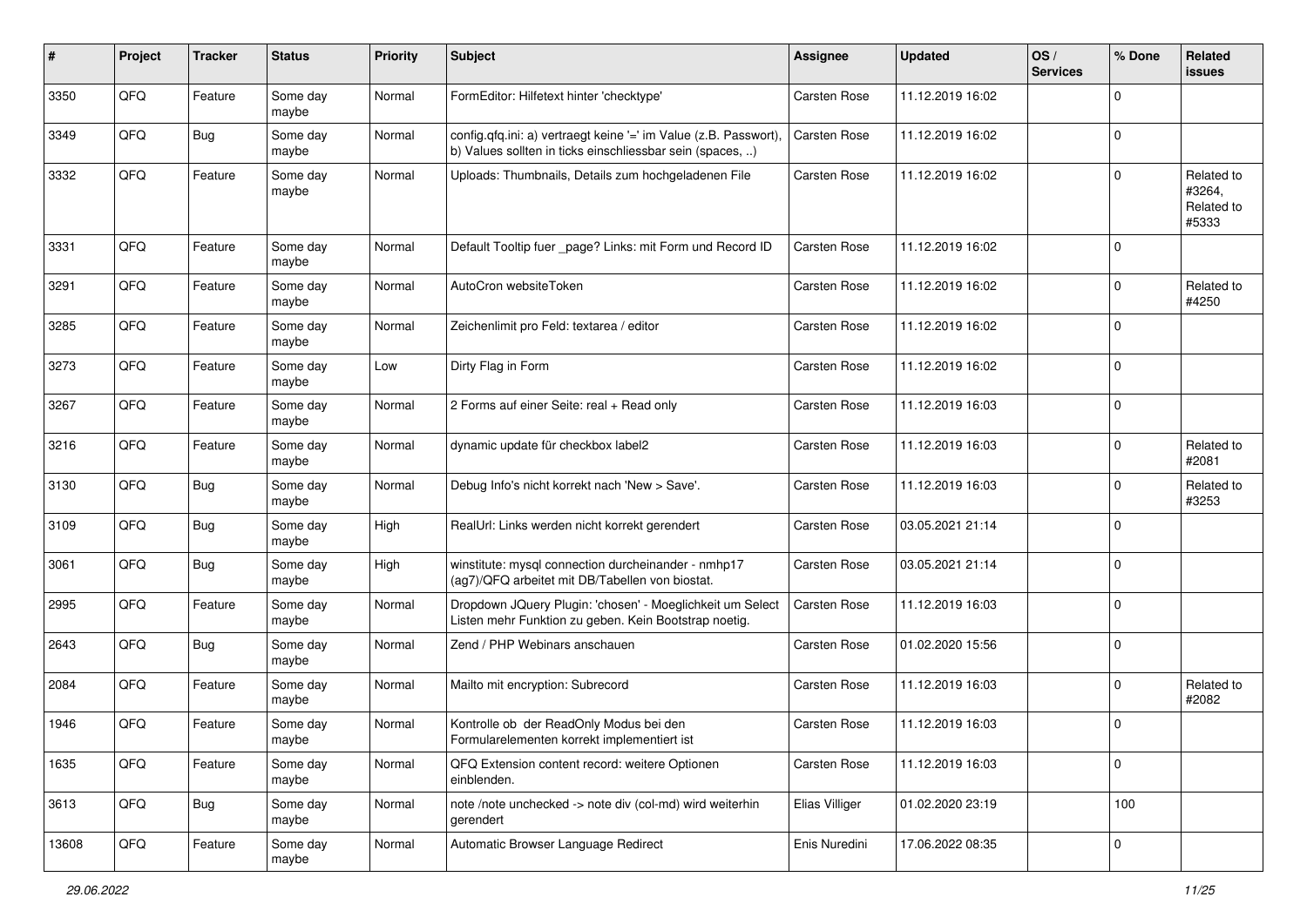| # | Project | Tracker | Status | Priority | Subject | Assignee | Updated | OS / Services | % Done | Related issues |
|---|---|---|---|---|---|---|---|---|---|---|
| 3350 | QFQ | Feature | Some day maybe | Normal | FormEditor: Hilfetext hinter 'checktype' | Carsten Rose | 11.12.2019 16:02 | | 0 | |
| 3349 | QFQ | Bug | Some day maybe | Normal | config.qfq.ini: a) vertraegt keine '=' im Value (z.B. Passwort), b) Values sollten in ticks einschliessbar sein (spaces, ..) | Carsten Rose | 11.12.2019 16:02 | | 0 | |
| 3332 | QFQ | Feature | Some day maybe | Normal | Uploads: Thumbnails, Details zum hochgeladenen File | Carsten Rose | 11.12.2019 16:02 | | 0 | Related to #3264, Related to #5333 |
| 3331 | QFQ | Feature | Some day maybe | Normal | Default Tooltip fuer _page? Links: mit Form und Record ID | Carsten Rose | 11.12.2019 16:02 | | 0 | |
| 3291 | QFQ | Feature | Some day maybe | Normal | AutoCron websiteToken | Carsten Rose | 11.12.2019 16:02 | | 0 | Related to #4250 |
| 3285 | QFQ | Feature | Some day maybe | Normal | Zeichenlimit pro Feld: textarea / editor | Carsten Rose | 11.12.2019 16:02 | | 0 | |
| 3273 | QFQ | Feature | Some day maybe | Low | Dirty Flag in Form | Carsten Rose | 11.12.2019 16:02 | | 0 | |
| 3267 | QFQ | Feature | Some day maybe | Normal | 2 Forms auf einer Seite: real + Read only | Carsten Rose | 11.12.2019 16:03 | | 0 | |
| 3216 | QFQ | Feature | Some day maybe | Normal | dynamic update für checkbox label2 | Carsten Rose | 11.12.2019 16:03 | | 0 | Related to #2081 |
| 3130 | QFQ | Bug | Some day maybe | Normal | Debug Info's nicht korrekt nach 'New > Save'. | Carsten Rose | 11.12.2019 16:03 | | 0 | Related to #3253 |
| 3109 | QFQ | Bug | Some day maybe | High | RealUrl: Links werden nicht korrekt gerendert | Carsten Rose | 03.05.2021 21:14 | | 0 | |
| 3061 | QFQ | Bug | Some day maybe | High | winstitute: mysql connection durcheinander - nmhp17 (ag7)/QFQ arbeitet mit DB/Tabellen von biostat. | Carsten Rose | 03.05.2021 21:14 | | 0 | |
| 2995 | QFQ | Feature | Some day maybe | Normal | Dropdown JQuery Plugin: 'chosen' - Moeglichkeit um Select Listen mehr Funktion zu geben. Kein Bootstrap noetig. | Carsten Rose | 11.12.2019 16:03 | | 0 | |
| 2643 | QFQ | Bug | Some day maybe | Normal | Zend / PHP Webinars anschauen | Carsten Rose | 01.02.2020 15:56 | | 0 | |
| 2084 | QFQ | Feature | Some day maybe | Normal | Mailto mit encryption: Subrecord | Carsten Rose | 11.12.2019 16:03 | | 0 | Related to #2082 |
| 1946 | QFQ | Feature | Some day maybe | Normal | Kontrolle ob der ReadOnly Modus bei den Formularelementen korrekt implementiert ist | Carsten Rose | 11.12.2019 16:03 | | 0 | |
| 1635 | QFQ | Feature | Some day maybe | Normal | QFQ Extension content record: weitere Optionen einblenden. | Carsten Rose | 11.12.2019 16:03 | | 0 | |
| 3613 | QFQ | Bug | Some day maybe | Normal | note /note unchecked -> note div (col-md) wird weiterhin gerendert | Elias Villiger | 01.02.2020 23:19 | | 100 | |
| 13608 | QFQ | Feature | Some day maybe | Normal | Automatic Browser Language Redirect | Enis Nuredini | 17.06.2022 08:35 | | 0 | |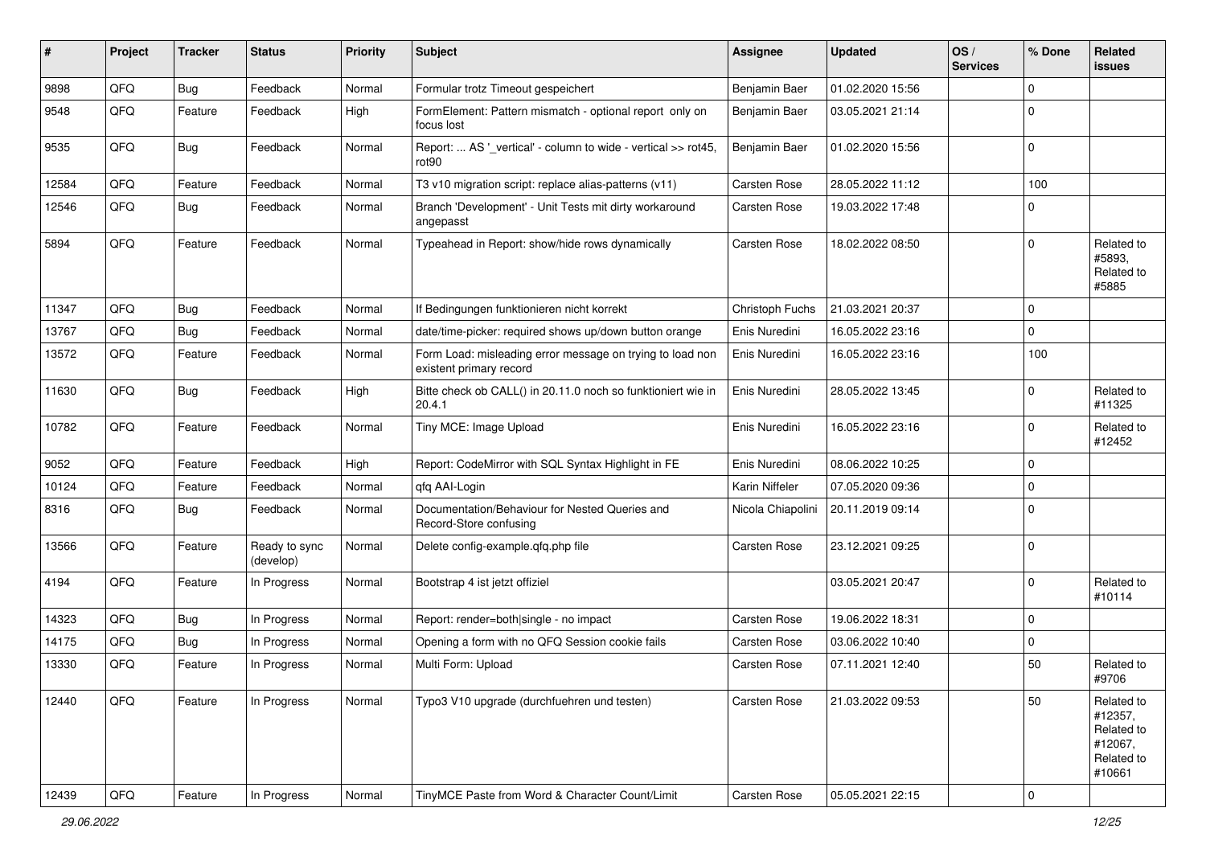| # | Project | Tracker | Status | Priority | Subject | Assignee | Updated | OS / Services | % Done | Related issues |
|---|---|---|---|---|---|---|---|---|---|---|
| 9898 | QFQ | Bug | Feedback | Normal | Formular trotz Timeout gespeichert | Benjamin Baer | 01.02.2020 15:56 | | 0 | |
| 9548 | QFQ | Feature | Feedback | High | FormElement: Pattern mismatch - optional report only on focus lost | Benjamin Baer | 03.05.2021 21:14 | | 0 | |
| 9535 | QFQ | Bug | Feedback | Normal | Report: ... AS '_vertical' - column to wide - vertical >> rot45, rot90 | Benjamin Baer | 01.02.2020 15:56 | | 0 | |
| 12584 | QFQ | Feature | Feedback | Normal | T3 v10 migration script: replace alias-patterns (v11) | Carsten Rose | 28.05.2022 11:12 | | 100 | |
| 12546 | QFQ | Bug | Feedback | Normal | Branch 'Development' - Unit Tests mit dirty workaround angepasst | Carsten Rose | 19.03.2022 17:48 | | 0 | |
| 5894 | QFQ | Feature | Feedback | Normal | Typeahead in Report: show/hide rows dynamically | Carsten Rose | 18.02.2022 08:50 | | 0 | Related to #5893, Related to #5885 |
| 11347 | QFQ | Bug | Feedback | Normal | If Bedingungen funktionieren nicht korrekt | Christoph Fuchs | 21.03.2021 20:37 | | 0 | |
| 13767 | QFQ | Bug | Feedback | Normal | date/time-picker: required shows up/down button orange | Enis Nuredini | 16.05.2022 23:16 | | 0 | |
| 13572 | QFQ | Feature | Feedback | Normal | Form Load: misleading error message on trying to load non existent primary record | Enis Nuredini | 16.05.2022 23:16 | | 100 | |
| 11630 | QFQ | Bug | Feedback | High | Bitte check ob CALL() in 20.11.0 noch so funktioniert wie in 20.4.1 | Enis Nuredini | 28.05.2022 13:45 | | 0 | Related to #11325 |
| 10782 | QFQ | Feature | Feedback | Normal | Tiny MCE: Image Upload | Enis Nuredini | 16.05.2022 23:16 | | 0 | Related to #12452 |
| 9052 | QFQ | Feature | Feedback | High | Report: CodeMirror with SQL Syntax Highlight in FE | Enis Nuredini | 08.06.2022 10:25 | | 0 | |
| 10124 | QFQ | Feature | Feedback | Normal | qfq AAI-Login | Karin Niffeler | 07.05.2020 09:36 | | 0 | |
| 8316 | QFQ | Bug | Feedback | Normal | Documentation/Behaviour for Nested Queries and Record-Store confusing | Nicola Chiapolini | 20.11.2019 09:14 | | 0 | |
| 13566 | QFQ | Feature | Ready to sync (develop) | Normal | Delete config-example.qfq.php file | Carsten Rose | 23.12.2021 09:25 | | 0 | |
| 4194 | QFQ | Feature | In Progress | Normal | Bootstrap 4 ist jetzt offiziel | | 03.05.2021 20:47 | | 0 | Related to #10114 |
| 14323 | QFQ | Bug | In Progress | Normal | Report: render=both\|single - no impact | Carsten Rose | 19.06.2022 18:31 | | 0 | |
| 14175 | QFQ | Bug | In Progress | Normal | Opening a form with no QFQ Session cookie fails | Carsten Rose | 03.06.2022 10:40 | | 0 | |
| 13330 | QFQ | Feature | In Progress | Normal | Multi Form: Upload | Carsten Rose | 07.11.2021 12:40 | | 50 | Related to #9706 |
| 12440 | QFQ | Feature | In Progress | Normal | Typo3 V10 upgrade (durchfuehren und testen) | Carsten Rose | 21.03.2022 09:53 | | 50 | Related to #12357, Related to #12067, Related to #10661 |
| 12439 | QFQ | Feature | In Progress | Normal | TinyMCE Paste from Word & Character Count/Limit | Carsten Rose | 05.05.2021 22:15 | | 0 | |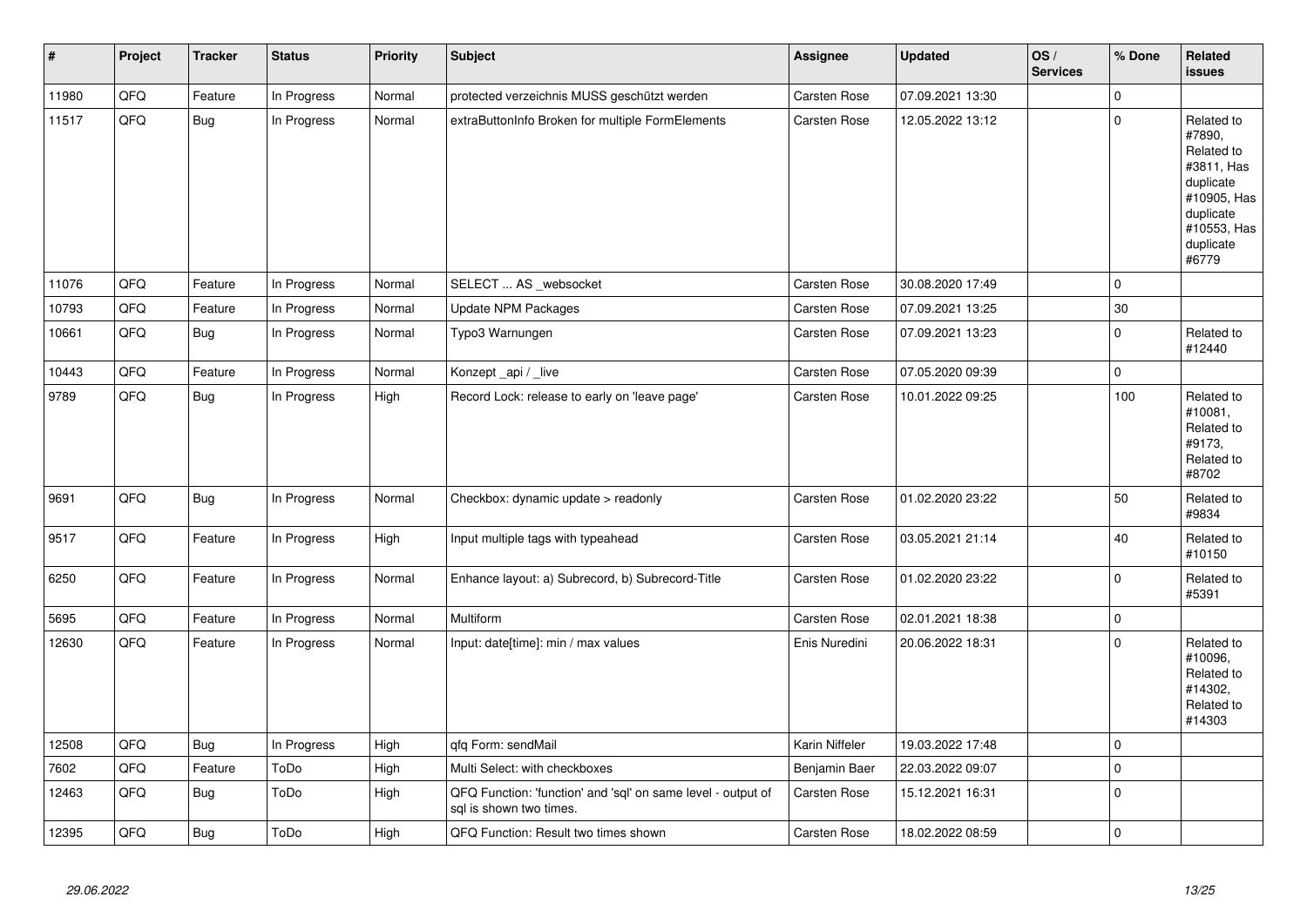| # | Project | Tracker | Status | Priority | Subject | Assignee | Updated | OS / Services | % Done | Related issues |
|---|---|---|---|---|---|---|---|---|---|---|
| 11980 | QFQ | Feature | In Progress | Normal | protected verzeichnis MUSS geschützt werden | Carsten Rose | 07.09.2021 13:30 | | 0 | |
| 11517 | QFQ | Bug | In Progress | Normal | extraButtonInfo Broken for multiple FormElements | Carsten Rose | 12.05.2022 13:12 | | 0 | Related to #7890, Related to #3811, Has duplicate #10905, Has duplicate #10553, Has duplicate #6779 |
| 11076 | QFQ | Feature | In Progress | Normal | SELECT ... AS _websocket | Carsten Rose | 30.08.2020 17:49 | | 0 | |
| 10793 | QFQ | Feature | In Progress | Normal | Update NPM Packages | Carsten Rose | 07.09.2021 13:25 | | 30 | |
| 10661 | QFQ | Bug | In Progress | Normal | Typo3 Warnungen | Carsten Rose | 07.09.2021 13:23 | | 0 | Related to #12440 |
| 10443 | QFQ | Feature | In Progress | Normal | Konzept _api / _live | Carsten Rose | 07.05.2020 09:39 | | 0 | |
| 9789 | QFQ | Bug | In Progress | High | Record Lock: release to early on 'leave page' | Carsten Rose | 10.01.2022 09:25 | | 100 | Related to #10081, Related to #9173, Related to #8702 |
| 9691 | QFQ | Bug | In Progress | Normal | Checkbox: dynamic update > readonly | Carsten Rose | 01.02.2020 23:22 | | 50 | Related to #9834 |
| 9517 | QFQ | Feature | In Progress | High | Input multiple tags with typeahead | Carsten Rose | 03.05.2021 21:14 | | 40 | Related to #10150 |
| 6250 | QFQ | Feature | In Progress | Normal | Enhance layout: a) Subrecord, b) Subrecord-Title | Carsten Rose | 01.02.2020 23:22 | | 0 | Related to #5391 |
| 5695 | QFQ | Feature | In Progress | Normal | Multiform | Carsten Rose | 02.01.2021 18:38 | | 0 | |
| 12630 | QFQ | Feature | In Progress | Normal | Input: date[time]: min / max values | Enis Nuredini | 20.06.2022 18:31 | | 0 | Related to #10096, Related to #14302, Related to #14303 |
| 12508 | QFQ | Bug | In Progress | High | qfq Form: sendMail | Karin Niffeler | 19.03.2022 17:48 | | 0 | |
| 7602 | QFQ | Feature | ToDo | High | Multi Select: with checkboxes | Benjamin Baer | 22.03.2022 09:07 | | 0 | |
| 12463 | QFQ | Bug | ToDo | High | QFQ Function: 'function' and 'sql' on same level - output of sql is shown two times. | Carsten Rose | 15.12.2021 16:31 | | 0 | |
| 12395 | QFQ | Bug | ToDo | High | QFQ Function: Result two times shown | Carsten Rose | 18.02.2022 08:59 | | 0 | |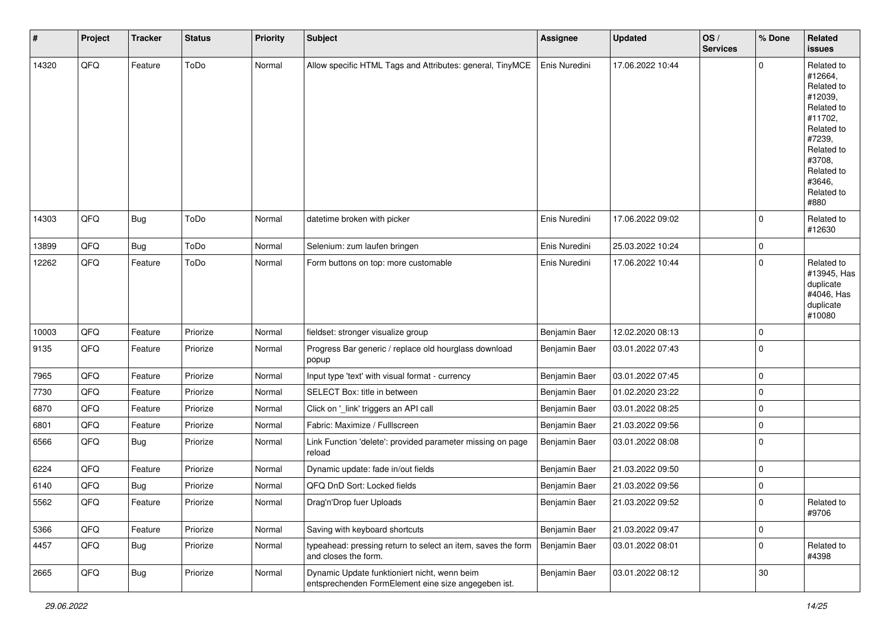| # | Project | Tracker | Status | Priority | Subject | Assignee | Updated | OS / Services | % Done | Related issues |
|---|---|---|---|---|---|---|---|---|---|---|
| 14320 | QFQ | Feature | ToDo | Normal | Allow specific HTML Tags and Attributes: general, TinyMCE | Enis Nuredini | 17.06.2022 10:44 | | 0 | Related to #12664, Related to #12039, Related to #11702, Related to #7239, Related to #3708, Related to #3646, Related to #880 |
| 14303 | QFQ | Bug | ToDo | Normal | datetime broken with picker | Enis Nuredini | 17.06.2022 09:02 | | 0 | Related to #12630 |
| 13899 | QFQ | Bug | ToDo | Normal | Selenium: zum laufen bringen | Enis Nuredini | 25.03.2022 10:24 | | 0 | |
| 12262 | QFQ | Feature | ToDo | Normal | Form buttons on top: more customable | Enis Nuredini | 17.06.2022 10:44 | | 0 | Related to #13945, Has duplicate #4046, Has duplicate #10080 |
| 10003 | QFQ | Feature | Priorize | Normal | fieldset: stronger visualize group | Benjamin Baer | 12.02.2020 08:13 | | 0 | |
| 9135 | QFQ | Feature | Priorize | Normal | Progress Bar generic / replace old hourglass download popup | Benjamin Baer | 03.01.2022 07:43 | | 0 | |
| 7965 | QFQ | Feature | Priorize | Normal | Input type 'text' with visual format - currency | Benjamin Baer | 03.01.2022 07:45 | | 0 | |
| 7730 | QFQ | Feature | Priorize | Normal | SELECT Box: title in between | Benjamin Baer | 01.02.2020 23:22 | | 0 | |
| 6870 | QFQ | Feature | Priorize | Normal | Click on '_link' triggers an API call | Benjamin Baer | 03.01.2022 08:25 | | 0 | |
| 6801 | QFQ | Feature | Priorize | Normal | Fabric: Maximize / Fulllscreen | Benjamin Baer | 21.03.2022 09:56 | | 0 | |
| 6566 | QFQ | Bug | Priorize | Normal | Link Function 'delete': provided parameter missing on page reload | Benjamin Baer | 03.01.2022 08:08 | | 0 | |
| 6224 | QFQ | Feature | Priorize | Normal | Dynamic update: fade in/out fields | Benjamin Baer | 21.03.2022 09:50 | | 0 | |
| 6140 | QFQ | Bug | Priorize | Normal | QFQ DnD Sort: Locked fields | Benjamin Baer | 21.03.2022 09:56 | | 0 | |
| 5562 | QFQ | Feature | Priorize | Normal | Drag'n'Drop fuer Uploads | Benjamin Baer | 21.03.2022 09:52 | | 0 | Related to #9706 |
| 5366 | QFQ | Feature | Priorize | Normal | Saving with keyboard shortcuts | Benjamin Baer | 21.03.2022 09:47 | | 0 | |
| 4457 | QFQ | Bug | Priorize | Normal | typeahead: pressing return to select an item, saves the form and closes the form. | Benjamin Baer | 03.01.2022 08:01 | | 0 | Related to #4398 |
| 2665 | QFQ | Bug | Priorize | Normal | Dynamic Update funktioniert nicht, wenn beim entsprechenden FormElement eine size angegeben ist. | Benjamin Baer | 03.01.2022 08:12 | | 30 | |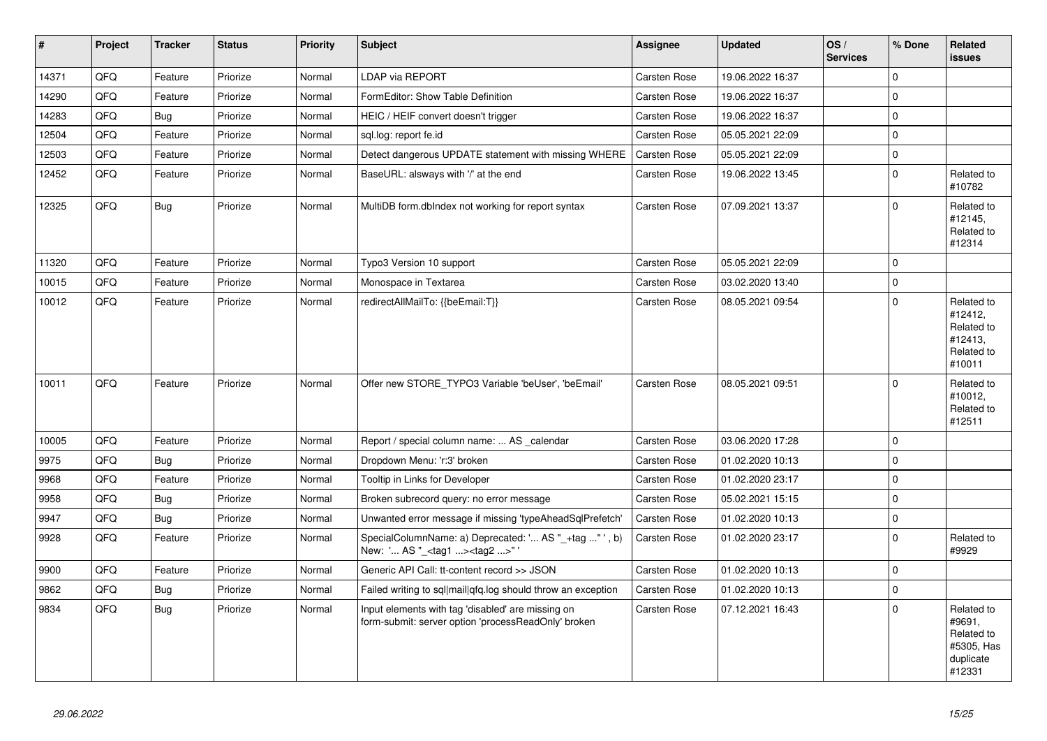| # | Project | Tracker | Status | Priority | Subject | Assignee | Updated | OS / Services | % Done | Related issues |
|---|---|---|---|---|---|---|---|---|---|---|
| 14371 | QFQ | Feature | Priorize | Normal | LDAP via REPORT | Carsten Rose | 19.06.2022 16:37 | | 0 | |
| 14290 | QFQ | Feature | Priorize | Normal | FormEditor: Show Table Definition | Carsten Rose | 19.06.2022 16:37 | | 0 | |
| 14283 | QFQ | Bug | Priorize | Normal | HEIC / HEIF convert doesn't trigger | Carsten Rose | 19.06.2022 16:37 | | 0 | |
| 12504 | QFQ | Feature | Priorize | Normal | sql.log: report fe.id | Carsten Rose | 05.05.2021 22:09 | | 0 | |
| 12503 | QFQ | Feature | Priorize | Normal | Detect dangerous UPDATE statement with missing WHERE | Carsten Rose | 05.05.2021 22:09 | | 0 | |
| 12452 | QFQ | Feature | Priorize | Normal | BaseURL: alsways with '/' at the end | Carsten Rose | 19.06.2022 13:45 | | 0 | Related to #10782 |
| 12325 | QFQ | Bug | Priorize | Normal | MultiDB form.dbIndex not working for report syntax | Carsten Rose | 07.09.2021 13:37 | | 0 | Related to #12145, Related to #12314 |
| 11320 | QFQ | Feature | Priorize | Normal | Typo3 Version 10 support | Carsten Rose | 05.05.2021 22:09 | | 0 | |
| 10015 | QFQ | Feature | Priorize | Normal | Monospace in Textarea | Carsten Rose | 03.02.2020 13:40 | | 0 | |
| 10012 | QFQ | Feature | Priorize | Normal | redirectAllMailTo: {{beEmail:T}} | Carsten Rose | 08.05.2021 09:54 | | 0 | Related to #12412, Related to #12413, Related to #10011 |
| 10011 | QFQ | Feature | Priorize | Normal | Offer new STORE_TYPO3 Variable 'beUser', 'beEmail' | Carsten Rose | 08.05.2021 09:51 | | 0 | Related to #10012, Related to #12511 |
| 10005 | QFQ | Feature | Priorize | Normal | Report / special column name: ... AS _calendar | Carsten Rose | 03.06.2020 17:28 | | 0 | |
| 9975 | QFQ | Bug | Priorize | Normal | Dropdown Menu: 'r:3' broken | Carsten Rose | 01.02.2020 10:13 | | 0 | |
| 9968 | QFQ | Feature | Priorize | Normal | Tooltip in Links for Developer | Carsten Rose | 01.02.2020 23:17 | | 0 | |
| 9958 | QFQ | Bug | Priorize | Normal | Broken subrecord query: no error message | Carsten Rose | 05.02.2021 15:15 | | 0 | |
| 9947 | QFQ | Bug | Priorize | Normal | Unwanted error message if missing 'typeAheadSqlPrefetch' | Carsten Rose | 01.02.2020 10:13 | | 0 | |
| 9928 | QFQ | Feature | Priorize | Normal | SpecialColumnName: a) Deprecated: '... AS "_+tag ..." ', b) New: '... AS "_<tag1 ...><tag2 ...>" ' | Carsten Rose | 01.02.2020 23:17 | | 0 | Related to #9929 |
| 9900 | QFQ | Feature | Priorize | Normal | Generic API Call: tt-content record >> JSON | Carsten Rose | 01.02.2020 10:13 | | 0 | |
| 9862 | QFQ | Bug | Priorize | Normal | Failed writing to sql\|mail\|qfq.log should throw an exception | Carsten Rose | 01.02.2020 10:13 | | 0 | |
| 9834 | QFQ | Bug | Priorize | Normal | Input elements with tag 'disabled' are missing on form-submit: server option 'processReadOnly' broken | Carsten Rose | 07.12.2021 16:43 | | 0 | Related to #9691, Related to #5305, Has duplicate #12331 |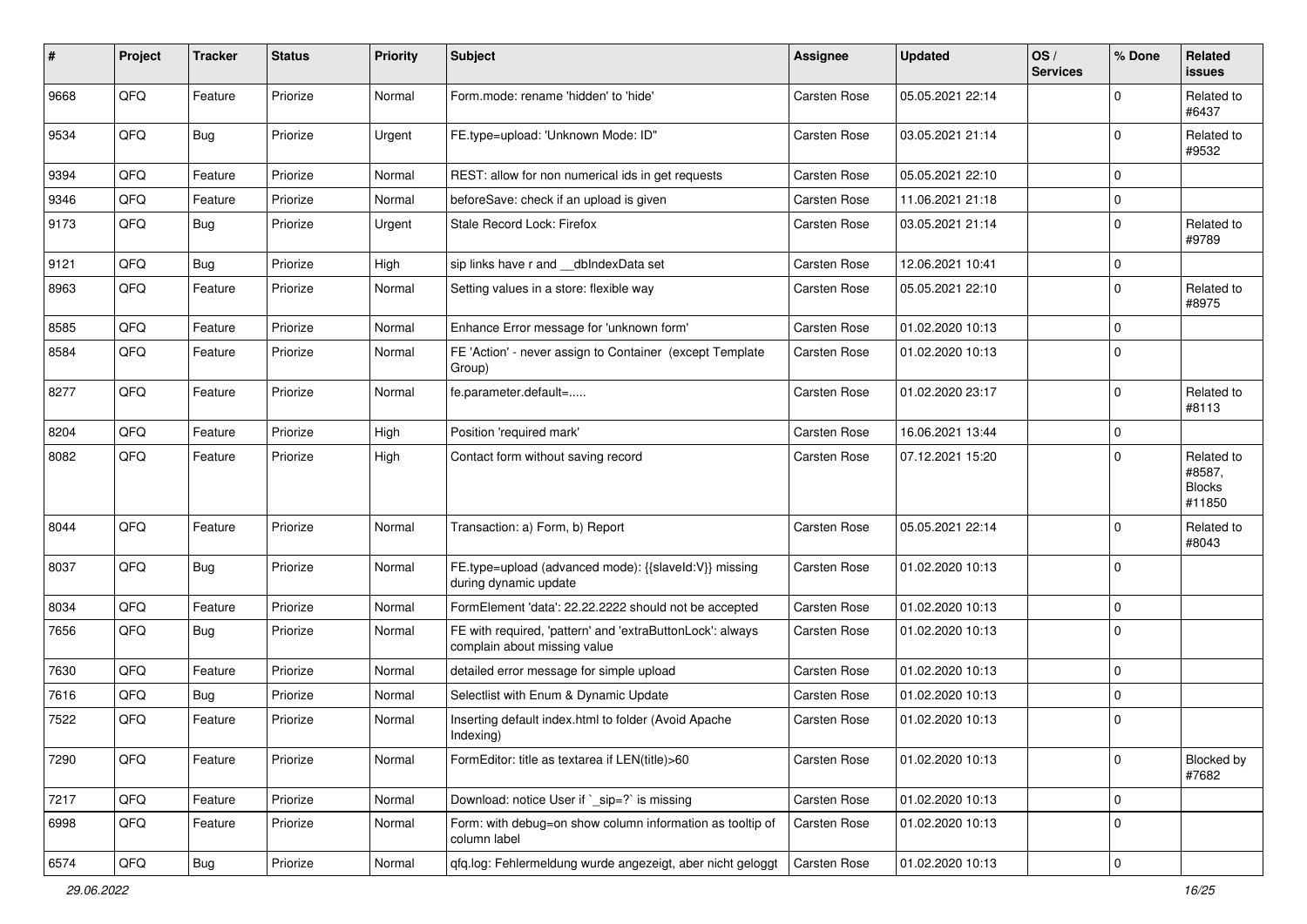| # | Project | Tracker | Status | Priority | Subject | Assignee | Updated | OS / Services | % Done | Related issues |
|---|---|---|---|---|---|---|---|---|---|---|
| 9668 | QFQ | Feature | Priorize | Normal | Form.mode: rename 'hidden' to 'hide' | Carsten Rose | 05.05.2021 22:14 | | 0 | Related to #6437 |
| 9534 | QFQ | Bug | Priorize | Urgent | FE.type=upload: 'Unknown Mode: ID" | Carsten Rose | 03.05.2021 21:14 | | 0 | Related to #9532 |
| 9394 | QFQ | Feature | Priorize | Normal | REST: allow for non numerical ids in get requests | Carsten Rose | 05.05.2021 22:10 | | 0 | |
| 9346 | QFQ | Feature | Priorize | Normal | beforeSave: check if an upload is given | Carsten Rose | 11.06.2021 21:18 | | 0 | |
| 9173 | QFQ | Bug | Priorize | Urgent | Stale Record Lock: Firefox | Carsten Rose | 03.05.2021 21:14 | | 0 | Related to #9789 |
| 9121 | QFQ | Bug | Priorize | High | sip links have r and __dbIndexData set | Carsten Rose | 12.06.2021 10:41 | | 0 | |
| 8963 | QFQ | Feature | Priorize | Normal | Setting values in a store: flexible way | Carsten Rose | 05.05.2021 22:10 | | 0 | Related to #8975 |
| 8585 | QFQ | Feature | Priorize | Normal | Enhance Error message for 'unknown form' | Carsten Rose | 01.02.2020 10:13 | | 0 | |
| 8584 | QFQ | Feature | Priorize | Normal | FE 'Action' - never assign to Container (except Template Group) | Carsten Rose | 01.02.2020 10:13 | | 0 | |
| 8277 | QFQ | Feature | Priorize | Normal | fe.parameter.default=..... | Carsten Rose | 01.02.2020 23:17 | | 0 | Related to #8113 |
| 8204 | QFQ | Feature | Priorize | High | Position 'required mark' | Carsten Rose | 16.06.2021 13:44 | | 0 | |
| 8082 | QFQ | Feature | Priorize | High | Contact form without saving record | Carsten Rose | 07.12.2021 15:20 | | 0 | Related to #8587, Blocks #11850 |
| 8044 | QFQ | Feature | Priorize | Normal | Transaction: a) Form, b) Report | Carsten Rose | 05.05.2021 22:14 | | 0 | Related to #8043 |
| 8037 | QFQ | Bug | Priorize | Normal | FE.type=upload (advanced mode): {{slaveId:V}} missing during dynamic update | Carsten Rose | 01.02.2020 10:13 | | 0 | |
| 8034 | QFQ | Feature | Priorize | Normal | FormElement 'data': 22.22.2222 should not be accepted | Carsten Rose | 01.02.2020 10:13 | | 0 | |
| 7656 | QFQ | Bug | Priorize | Normal | FE with required, 'pattern' and 'extraButtonLock': always complain about missing value | Carsten Rose | 01.02.2020 10:13 | | 0 | |
| 7630 | QFQ | Feature | Priorize | Normal | detailed error message for simple upload | Carsten Rose | 01.02.2020 10:13 | | 0 | |
| 7616 | QFQ | Bug | Priorize | Normal | Selectlist with Enum & Dynamic Update | Carsten Rose | 01.02.2020 10:13 | | 0 | |
| 7522 | QFQ | Feature | Priorize | Normal | Inserting default index.html to folder (Avoid Apache Indexing) | Carsten Rose | 01.02.2020 10:13 | | 0 | |
| 7290 | QFQ | Feature | Priorize | Normal | FormEditor: title as textarea if LEN(title)>60 | Carsten Rose | 01.02.2020 10:13 | | 0 | Blocked by #7682 |
| 7217 | QFQ | Feature | Priorize | Normal | Download: notice User if `_sip=?` is missing | Carsten Rose | 01.02.2020 10:13 | | 0 | |
| 6998 | QFQ | Feature | Priorize | Normal | Form: with debug=on show column information as tooltip of column label | Carsten Rose | 01.02.2020 10:13 | | 0 | |
| 6574 | QFQ | Bug | Priorize | Normal | qfq.log: Fehlermeldung wurde angezeigt, aber nicht geloggt | Carsten Rose | 01.02.2020 10:13 | | 0 | |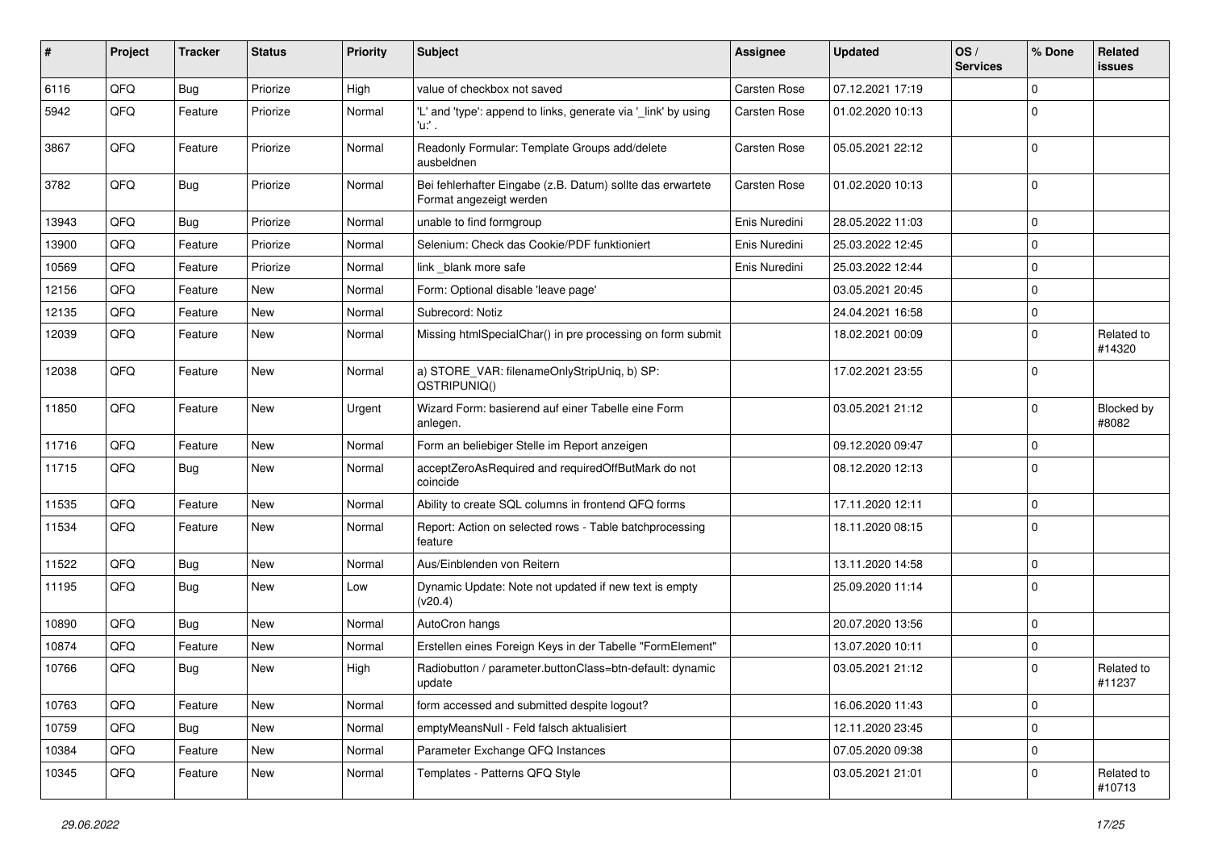| # | Project | Tracker | Status | Priority | Subject | Assignee | Updated | OS / Services | % Done | Related issues |
|---|---|---|---|---|---|---|---|---|---|---|
| 6116 | QFQ | Bug | Priorize | High | value of checkbox not saved | Carsten Rose | 07.12.2021 17:19 | | 0 | |
| 5942 | QFQ | Feature | Priorize | Normal | 'L' and 'type': append to links, generate via '_link' by using 'u:' . | Carsten Rose | 01.02.2020 10:13 | | 0 | |
| 3867 | QFQ | Feature | Priorize | Normal | Readonly Formular: Template Groups add/delete ausbeldnen | Carsten Rose | 05.05.2021 22:12 | | 0 | |
| 3782 | QFQ | Bug | Priorize | Normal | Bei fehlerhafter Eingabe (z.B. Datum) sollte das erwartete Format angezeigt werden | Carsten Rose | 01.02.2020 10:13 | | 0 | |
| 13943 | QFQ | Bug | Priorize | Normal | unable to find formgroup | Enis Nuredini | 28.05.2022 11:03 | | 0 | |
| 13900 | QFQ | Feature | Priorize | Normal | Selenium: Check das Cookie/PDF funktioniert | Enis Nuredini | 25.03.2022 12:45 | | 0 | |
| 10569 | QFQ | Feature | Priorize | Normal | link _blank more safe | Enis Nuredini | 25.03.2022 12:44 | | 0 | |
| 12156 | QFQ | Feature | New | Normal | Form: Optional disable 'leave page' | | 03.05.2021 20:45 | | 0 | |
| 12135 | QFQ | Feature | New | Normal | Subrecord: Notiz | | 24.04.2021 16:58 | | 0 | |
| 12039 | QFQ | Feature | New | Normal | Missing htmlSpecialChar() in pre processing on form submit | | 18.02.2021 00:09 | | 0 | Related to #14320 |
| 12038 | QFQ | Feature | New | Normal | a) STORE_VAR: filenameOnlyStripUniq, b) SP: QSTRIPUNIQ() | | 17.02.2021 23:55 | | 0 | |
| 11850 | QFQ | Feature | New | Urgent | Wizard Form: basierend auf einer Tabelle eine Form anlegen. | | 03.05.2021 21:12 | | 0 | Blocked by #8082 |
| 11716 | QFQ | Feature | New | Normal | Form an beliebiger Stelle im Report anzeigen | | 09.12.2020 09:47 | | 0 | |
| 11715 | QFQ | Bug | New | Normal | acceptZeroAsRequired and requiredOffButMark do not coincide | | 08.12.2020 12:13 | | 0 | |
| 11535 | QFQ | Feature | New | Normal | Ability to create SQL columns in frontend QFQ forms | | 17.11.2020 12:11 | | 0 | |
| 11534 | QFQ | Feature | New | Normal | Report: Action on selected rows - Table batchprocessing feature | | 18.11.2020 08:15 | | 0 | |
| 11522 | QFQ | Bug | New | Normal | Aus/Einblenden von Reitern | | 13.11.2020 14:58 | | 0 | |
| 11195 | QFQ | Bug | New | Low | Dynamic Update: Note not updated if new text is empty (v20.4) | | 25.09.2020 11:14 | | 0 | |
| 10890 | QFQ | Bug | New | Normal | AutoCron hangs | | 20.07.2020 13:56 | | 0 | |
| 10874 | QFQ | Feature | New | Normal | Erstellen eines Foreign Keys in der Tabelle "FormElement" | | 13.07.2020 10:11 | | 0 | |
| 10766 | QFQ | Bug | New | High | Radiobutton / parameter.buttonClass=btn-default: dynamic update | | 03.05.2021 21:12 | | 0 | Related to #11237 |
| 10763 | QFQ | Feature | New | Normal | form accessed and submitted despite logout? | | 16.06.2020 11:43 | | 0 | |
| 10759 | QFQ | Bug | New | Normal | emptyMeansNull - Feld falsch aktualisiert | | 12.11.2020 23:45 | | 0 | |
| 10384 | QFQ | Feature | New | Normal | Parameter Exchange QFQ Instances | | 07.05.2020 09:38 | | 0 | |
| 10345 | QFQ | Feature | New | Normal | Templates - Patterns QFQ Style | | 03.05.2021 21:01 | | 0 | Related to #10713 |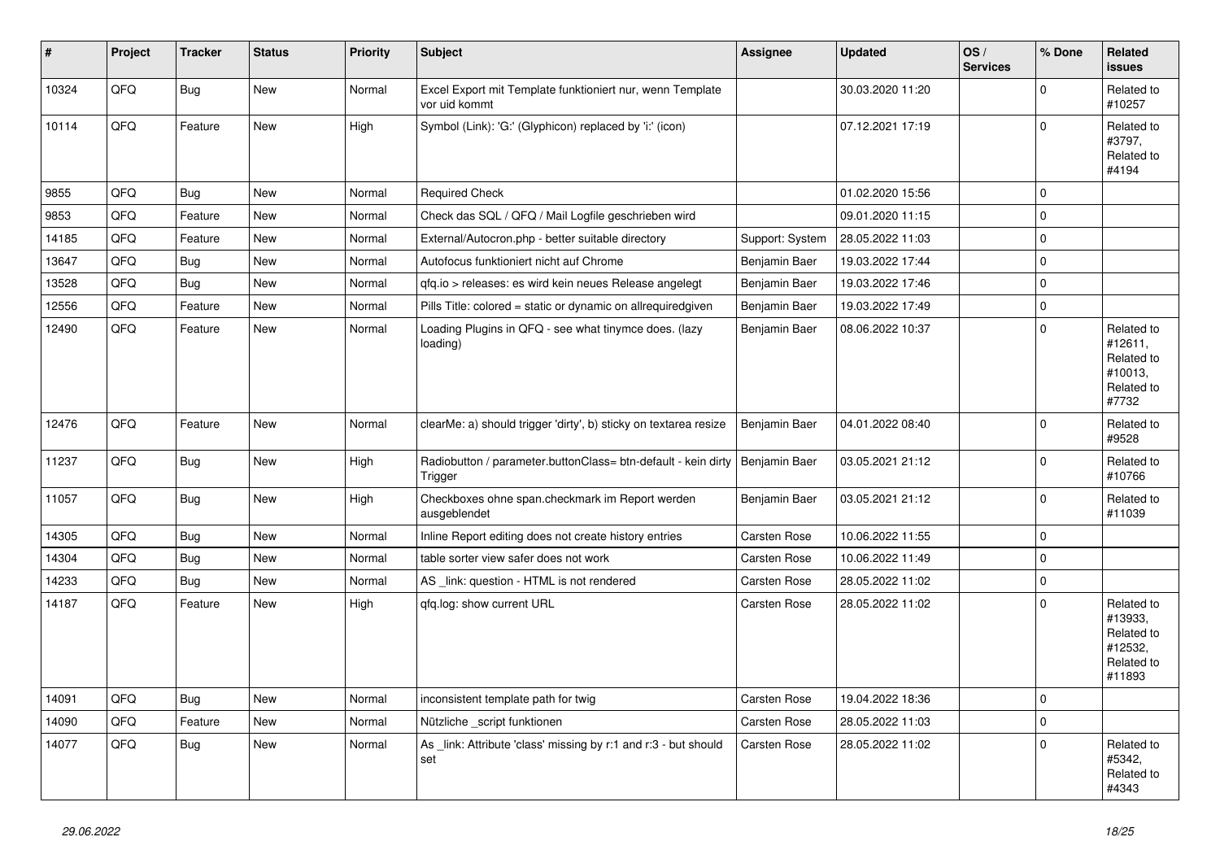| # | Project | Tracker | Status | Priority | Subject | Assignee | Updated | OS / Services | % Done | Related issues |
|---|---|---|---|---|---|---|---|---|---|---|
| 10324 | QFQ | Bug | New | Normal | Excel Export mit Template funktioniert nur, wenn Template vor uid kommt | | 30.03.2020 11:20 | | 0 | Related to #10257 |
| 10114 | QFQ | Feature | New | High | Symbol (Link): 'G:' (Glyphicon) replaced by 'i:' (icon) | | 07.12.2021 17:19 | | 0 | Related to #3797, Related to #4194 |
| 9855 | QFQ | Bug | New | Normal | Required Check | | 01.02.2020 15:56 | | 0 | |
| 9853 | QFQ | Feature | New | Normal | Check das SQL / QFQ / Mail Logfile geschrieben wird | | 09.01.2020 11:15 | | 0 | |
| 14185 | QFQ | Feature | New | Normal | External/Autocron.php - better suitable directory | Support: System | 28.05.2022 11:03 | | 0 | |
| 13647 | QFQ | Bug | New | Normal | Autofocus funktioniert nicht auf Chrome | Benjamin Baer | 19.03.2022 17:44 | | 0 | |
| 13528 | QFQ | Bug | New | Normal | qfq.io > releases: es wird kein neues Release angelegt | Benjamin Baer | 19.03.2022 17:46 | | 0 | |
| 12556 | QFQ | Feature | New | Normal | Pills Title: colored = static or dynamic on allrequiredgiven | Benjamin Baer | 19.03.2022 17:49 | | 0 | |
| 12490 | QFQ | Feature | New | Normal | Loading Plugins in QFQ - see what tinymce does. (lazy loading) | Benjamin Baer | 08.06.2022 10:37 | | 0 | Related to #12611, Related to #10013, Related to #7732 |
| 12476 | QFQ | Feature | New | Normal | clearMe: a) should trigger 'dirty', b) sticky on textarea resize | Benjamin Baer | 04.01.2022 08:40 | | 0 | Related to #9528 |
| 11237 | QFQ | Bug | New | High | Radiobutton / parameter.buttonClass= btn-default - kein dirty Trigger | Benjamin Baer | 03.05.2021 21:12 | | 0 | Related to #10766 |
| 11057 | QFQ | Bug | New | High | Checkboxes ohne span.checkmark im Report werden ausgeblendet | Benjamin Baer | 03.05.2021 21:12 | | 0 | Related to #11039 |
| 14305 | QFQ | Bug | New | Normal | Inline Report editing does not create history entries | Carsten Rose | 10.06.2022 11:55 | | 0 | |
| 14304 | QFQ | Bug | New | Normal | table sorter view safer does not work | Carsten Rose | 10.06.2022 11:49 | | 0 | |
| 14233 | QFQ | Bug | New | Normal | AS _link: question - HTML is not rendered | Carsten Rose | 28.05.2022 11:02 | | 0 | |
| 14187 | QFQ | Feature | New | High | qfq.log: show current URL | Carsten Rose | 28.05.2022 11:02 | | 0 | Related to #13933, Related to #12532, Related to #11893 |
| 14091 | QFQ | Bug | New | Normal | inconsistent template path for twig | Carsten Rose | 19.04.2022 18:36 | | 0 | |
| 14090 | QFQ | Feature | New | Normal | Nützliche _script funktionen | Carsten Rose | 28.05.2022 11:03 | | 0 | |
| 14077 | QFQ | Bug | New | Normal | As _link: Attribute 'class' missing by r:1 and r:3 - but should set | Carsten Rose | 28.05.2022 11:02 | | 0 | Related to #5342, Related to #4343 |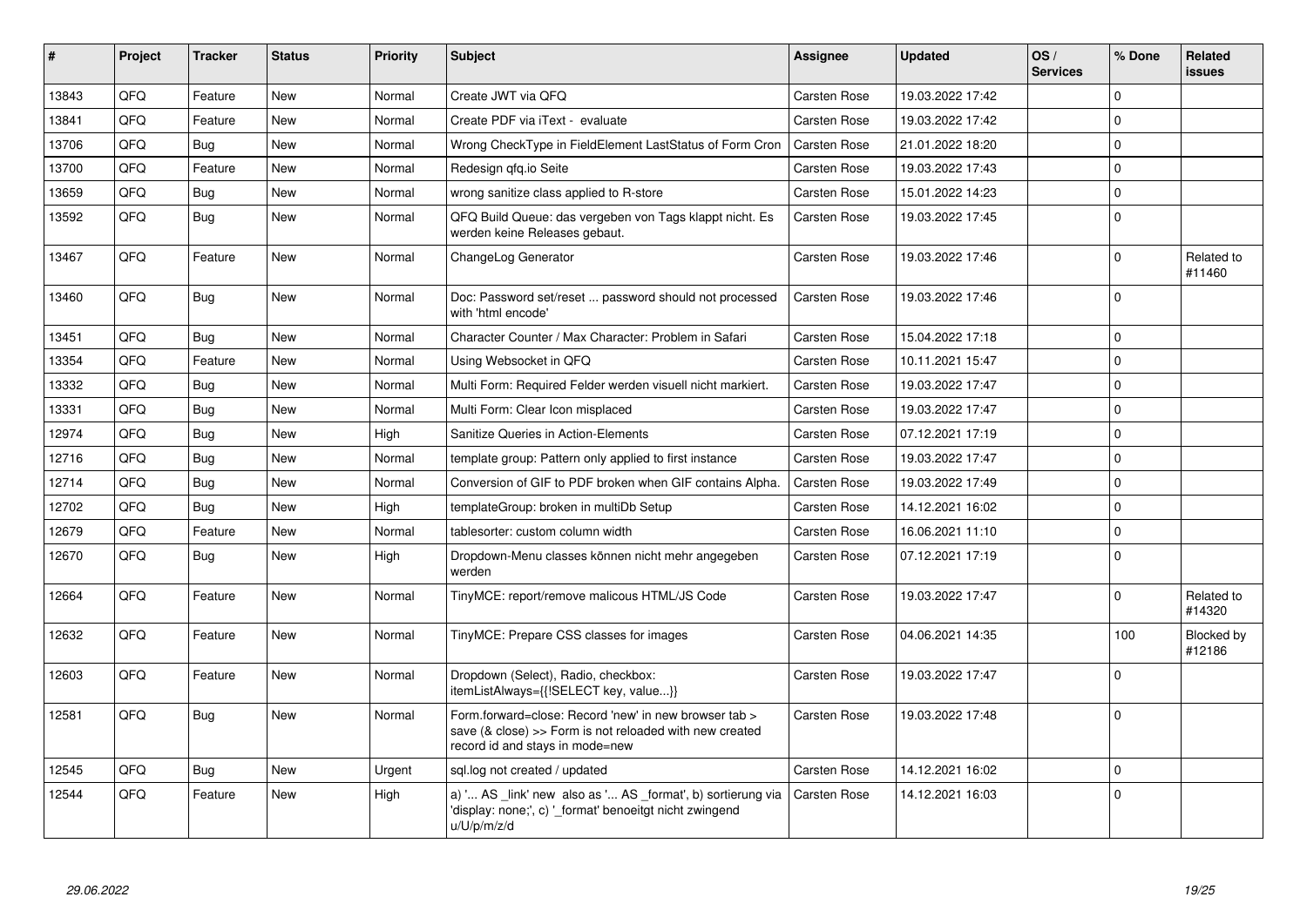| # | Project | Tracker | Status | Priority | Subject | Assignee | Updated | OS / Services | % Done | Related issues |
|---|---|---|---|---|---|---|---|---|---|---|
| 13843 | QFQ | Feature | New | Normal | Create JWT via QFQ | Carsten Rose | 19.03.2022 17:42 | | 0 | |
| 13841 | QFQ | Feature | New | Normal | Create PDF via iText - evaluate | Carsten Rose | 19.03.2022 17:42 | | 0 | |
| 13706 | QFQ | Bug | New | Normal | Wrong CheckType in FieldElement LastStatus of Form Cron | Carsten Rose | 21.01.2022 18:20 | | 0 | |
| 13700 | QFQ | Feature | New | Normal | Redesign qfq.io Seite | Carsten Rose | 19.03.2022 17:43 | | 0 | |
| 13659 | QFQ | Bug | New | Normal | wrong sanitize class applied to R-store | Carsten Rose | 15.01.2022 14:23 | | 0 | |
| 13592 | QFQ | Bug | New | Normal | QFQ Build Queue: das vergeben von Tags klappt nicht. Es werden keine Releases gebaut. | Carsten Rose | 19.03.2022 17:45 | | 0 | |
| 13467 | QFQ | Feature | New | Normal | ChangeLog Generator | Carsten Rose | 19.03.2022 17:46 | | 0 | Related to #11460 |
| 13460 | QFQ | Bug | New | Normal | Doc: Password set/reset ... password should not processed with 'html encode' | Carsten Rose | 19.03.2022 17:46 | | 0 | |
| 13451 | QFQ | Bug | New | Normal | Character Counter / Max Character: Problem in Safari | Carsten Rose | 15.04.2022 17:18 | | 0 | |
| 13354 | QFQ | Feature | New | Normal | Using Websocket in QFQ | Carsten Rose | 10.11.2021 15:47 | | 0 | |
| 13332 | QFQ | Bug | New | Normal | Multi Form: Required Felder werden visuell nicht markiert. | Carsten Rose | 19.03.2022 17:47 | | 0 | |
| 13331 | QFQ | Bug | New | Normal | Multi Form: Clear Icon misplaced | Carsten Rose | 19.03.2022 17:47 | | 0 | |
| 12974 | QFQ | Bug | New | High | Sanitize Queries in Action-Elements | Carsten Rose | 07.12.2021 17:19 | | 0 | |
| 12716 | QFQ | Bug | New | Normal | template group: Pattern only applied to first instance | Carsten Rose | 19.03.2022 17:47 | | 0 | |
| 12714 | QFQ | Bug | New | Normal | Conversion of GIF to PDF broken when GIF contains Alpha. | Carsten Rose | 19.03.2022 17:49 | | 0 | |
| 12702 | QFQ | Bug | New | High | templateGroup: broken in multiDb Setup | Carsten Rose | 14.12.2021 16:02 | | 0 | |
| 12679 | QFQ | Feature | New | Normal | tablesorter: custom column width | Carsten Rose | 16.06.2021 11:10 | | 0 | |
| 12670 | QFQ | Bug | New | High | Dropdown-Menu classes können nicht mehr angegeben werden | Carsten Rose | 07.12.2021 17:19 | | 0 | |
| 12664 | QFQ | Feature | New | Normal | TinyMCE: report/remove malicous HTML/JS Code | Carsten Rose | 19.03.2022 17:47 | | 0 | Related to #14320 |
| 12632 | QFQ | Feature | New | Normal | TinyMCE: Prepare CSS classes for images | Carsten Rose | 04.06.2021 14:35 | | 100 | Blocked by #12186 |
| 12603 | QFQ | Feature | New | Normal | Dropdown (Select), Radio, checkbox: itemListAlways={{!SELECT key, value...}} | Carsten Rose | 19.03.2022 17:47 | | 0 | |
| 12581 | QFQ | Bug | New | Normal | Form.forward=close: Record 'new' in new browser tab > save (& close) >> Form is not reloaded with new created record id and stays in mode=new | Carsten Rose | 19.03.2022 17:48 | | 0 | |
| 12545 | QFQ | Bug | New | Urgent | sql.log not created / updated | Carsten Rose | 14.12.2021 16:02 | | 0 | |
| 12544 | QFQ | Feature | New | High | a) '... AS _link' new also as '... AS _format', b) sortierung via 'display: none;', c) '_format' benoeitgt nicht zwingend u/U/p/m/z/d | Carsten Rose | 14.12.2021 16:03 | | 0 | |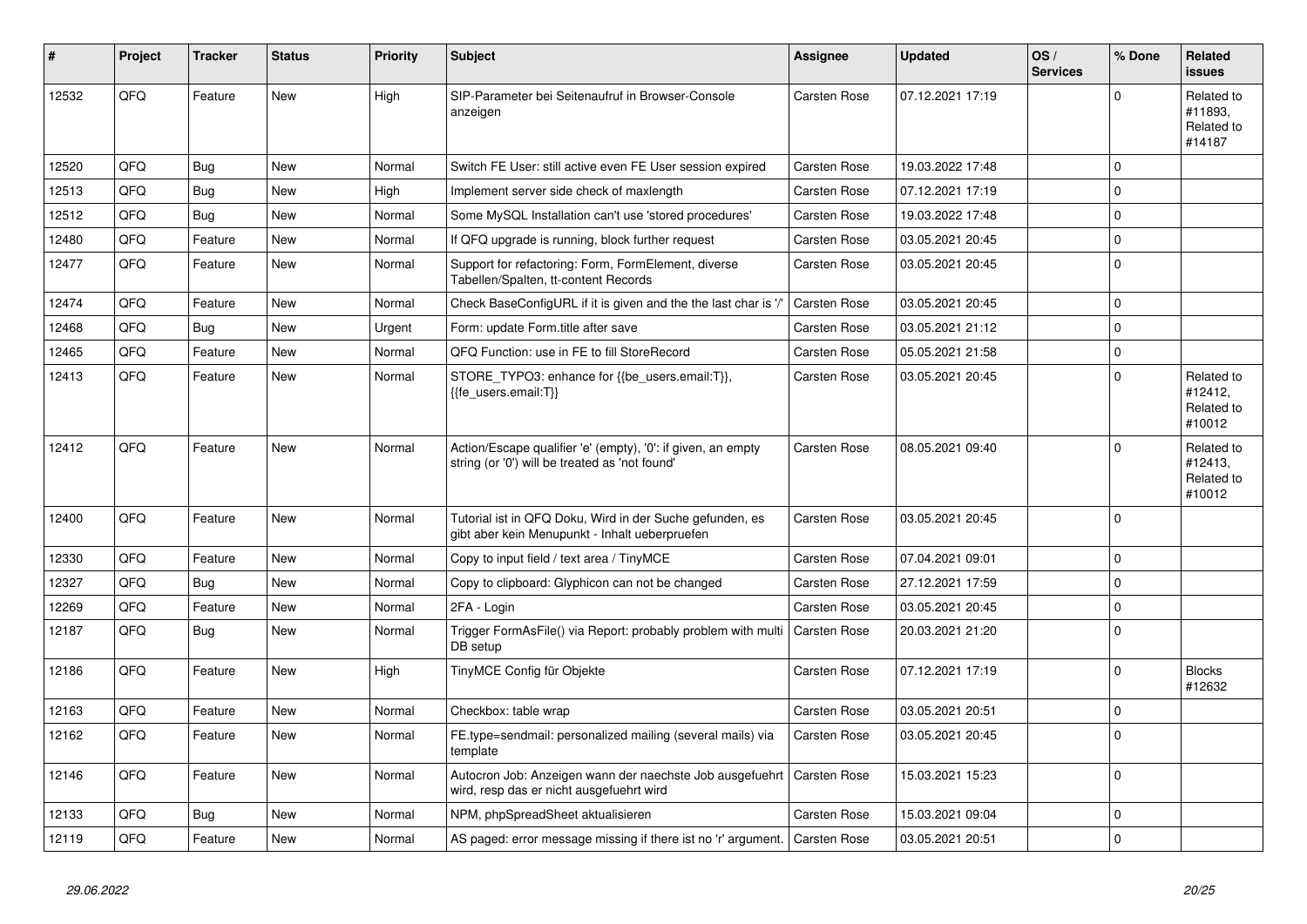| # | Project | Tracker | Status | Priority | Subject | Assignee | Updated | OS / Services | % Done | Related issues |
|---|---|---|---|---|---|---|---|---|---|---|
| 12532 | QFQ | Feature | New | High | SIP-Parameter bei Seitenaufruf in Browser-Console anzeigen | Carsten Rose | 07.12.2021 17:19 | | 0 | Related to #11893, Related to #14187 |
| 12520 | QFQ | Bug | New | Normal | Switch FE User: still active even FE User session expired | Carsten Rose | 19.03.2022 17:48 | | 0 | |
| 12513 | QFQ | Bug | New | High | Implement server side check of maxlength | Carsten Rose | 07.12.2021 17:19 | | 0 | |
| 12512 | QFQ | Bug | New | Normal | Some MySQL Installation can't use 'stored procedures' | Carsten Rose | 19.03.2022 17:48 | | 0 | |
| 12480 | QFQ | Feature | New | Normal | If QFQ upgrade is running, block further request | Carsten Rose | 03.05.2021 20:45 | | 0 | |
| 12477 | QFQ | Feature | New | Normal | Support for refactoring: Form, FormElement, diverse Tabellen/Spalten, tt-content Records | Carsten Rose | 03.05.2021 20:45 | | 0 | |
| 12474 | QFQ | Feature | New | Normal | Check BaseConfigURL if it is given and the the last char is '/' | Carsten Rose | 03.05.2021 20:45 | | 0 | |
| 12468 | QFQ | Bug | New | Urgent | Form: update Form.title after save | Carsten Rose | 03.05.2021 21:12 | | 0 | |
| 12465 | QFQ | Feature | New | Normal | QFQ Function: use in FE to fill StoreRecord | Carsten Rose | 05.05.2021 21:58 | | 0 | |
| 12413 | QFQ | Feature | New | Normal | STORE_TYPO3: enhance for {{be_users.email:T}}, {{fe_users.email:T}} | Carsten Rose | 03.05.2021 20:45 | | 0 | Related to #12412, Related to #10012 |
| 12412 | QFQ | Feature | New | Normal | Action/Escape qualifier 'e' (empty), '0': if given, an empty string (or '0') will be treated as 'not found' | Carsten Rose | 08.05.2021 09:40 | | 0 | Related to #12413, Related to #10012 |
| 12400 | QFQ | Feature | New | Normal | Tutorial ist in QFQ Doku, Wird in der Suche gefunden, es gibt aber kein Menupunkt - Inhalt ueberpruefen | Carsten Rose | 03.05.2021 20:45 | | 0 | |
| 12330 | QFQ | Feature | New | Normal | Copy to input field / text area / TinyMCE | Carsten Rose | 07.04.2021 09:01 | | 0 | |
| 12327 | QFQ | Bug | New | Normal | Copy to clipboard: Glyphicon can not be changed | Carsten Rose | 27.12.2021 17:59 | | 0 | |
| 12269 | QFQ | Feature | New | Normal | 2FA - Login | Carsten Rose | 03.05.2021 20:45 | | 0 | |
| 12187 | QFQ | Bug | New | Normal | Trigger FormAsFile() via Report: probably problem with multi DB setup | Carsten Rose | 20.03.2021 21:20 | | 0 | |
| 12186 | QFQ | Feature | New | High | TinyMCE Config für Objekte | Carsten Rose | 07.12.2021 17:19 | | 0 | Blocks #12632 |
| 12163 | QFQ | Feature | New | Normal | Checkbox: table wrap | Carsten Rose | 03.05.2021 20:51 | | 0 | |
| 12162 | QFQ | Feature | New | Normal | FE.type=sendmail: personalized mailing (several mails) via template | Carsten Rose | 03.05.2021 20:45 | | 0 | |
| 12146 | QFQ | Feature | New | Normal | Autocron Job: Anzeigen wann der naechste Job ausgefuehrt wird, resp das er nicht ausgefuehrt wird | Carsten Rose | 15.03.2021 15:23 | | 0 | |
| 12133 | QFQ | Bug | New | Normal | NPM, phpSpreadSheet aktualisieren | Carsten Rose | 15.03.2021 09:04 | | 0 | |
| 12119 | QFQ | Feature | New | Normal | AS paged: error message missing if there ist no 'r' argument. | Carsten Rose | 03.05.2021 20:51 | | 0 | |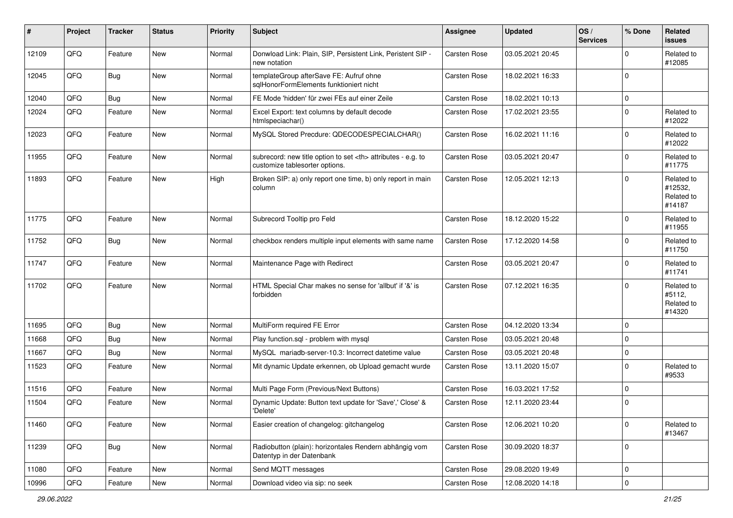| # | Project | Tracker | Status | Priority | Subject | Assignee | Updated | OS / Services | % Done | Related issues |
|---|---|---|---|---|---|---|---|---|---|---|
| 12109 | QFQ | Feature | New | Normal | Donwload Link: Plain, SIP, Persistent Link, Peristent SIP - new notation | Carsten Rose | 03.05.2021 20:45 | | 0 | Related to #12085 |
| 12045 | QFQ | Bug | New | Normal | templateGroup afterSave FE: Aufruf ohne sqlHonorFormElements funktioniert nicht | Carsten Rose | 18.02.2021 16:33 | | 0 | |
| 12040 | QFQ | Bug | New | Normal | FE Mode 'hidden' für zwei FEs auf einer Zeile | Carsten Rose | 18.02.2021 10:13 | | 0 | |
| 12024 | QFQ | Feature | New | Normal | Excel Export: text columns by default decode htmlspeciachar() | Carsten Rose | 17.02.2021 23:55 | | 0 | Related to #12022 |
| 12023 | QFQ | Feature | New | Normal | MySQL Stored Precdure: QDECODESPECIALCHAR() | Carsten Rose | 16.02.2021 11:16 | | 0 | Related to #12022 |
| 11955 | QFQ | Feature | New | Normal | subrecord: new title option to set <th> attributes - e.g. to customize tablesorter options. | Carsten Rose | 03.05.2021 20:47 | | 0 | Related to #11775 |
| 11893 | QFQ | Feature | New | High | Broken SIP: a) only report one time, b) only report in main column | Carsten Rose | 12.05.2021 12:13 | | 0 | Related to #12532, Related to #14187 |
| 11775 | QFQ | Feature | New | Normal | Subrecord Tooltip pro Feld | Carsten Rose | 18.12.2020 15:22 | | 0 | Related to #11955 |
| 11752 | QFQ | Bug | New | Normal | checkbox renders multiple input elements with same name | Carsten Rose | 17.12.2020 14:58 | | 0 | Related to #11750 |
| 11747 | QFQ | Feature | New | Normal | Maintenance Page with Redirect | Carsten Rose | 03.05.2021 20:47 | | 0 | Related to #11741 |
| 11702 | QFQ | Feature | New | Normal | HTML Special Char makes no sense for 'allbut' if '&' is forbidden | Carsten Rose | 07.12.2021 16:35 | | 0 | Related to #5112, Related to #14320 |
| 11695 | QFQ | Bug | New | Normal | MultiForm required FE Error | Carsten Rose | 04.12.2020 13:34 | | 0 | |
| 11668 | QFQ | Bug | New | Normal | Play function.sql - problem with mysql | Carsten Rose | 03.05.2021 20:48 | | 0 | |
| 11667 | QFQ | Bug | New | Normal | MySQL mariadb-server-10.3: Incorrect datetime value | Carsten Rose | 03.05.2021 20:48 | | 0 | |
| 11523 | QFQ | Feature | New | Normal | Mit dynamic Update erkennen, ob Upload gemacht wurde | Carsten Rose | 13.11.2020 15:07 | | 0 | Related to #9533 |
| 11516 | QFQ | Feature | New | Normal | Multi Page Form (Previous/Next Buttons) | Carsten Rose | 16.03.2021 17:52 | | 0 | |
| 11504 | QFQ | Feature | New | Normal | Dynamic Update: Button text update for 'Save',' Close' & 'Delete' | Carsten Rose | 12.11.2020 23:44 | | 0 | |
| 11460 | QFQ | Feature | New | Normal | Easier creation of changelog: gitchangelog | Carsten Rose | 12.06.2021 10:20 | | 0 | Related to #13467 |
| 11239 | QFQ | Bug | New | Normal | Radiobutton (plain): horizontales Rendern abhängig vom Datentyp in der Datenbank | Carsten Rose | 30.09.2020 18:37 | | 0 | |
| 11080 | QFQ | Feature | New | Normal | Send MQTT messages | Carsten Rose | 29.08.2020 19:49 | | 0 | |
| 10996 | QFQ | Feature | New | Normal | Download video via sip: no seek | Carsten Rose | 12.08.2020 14:18 | | 0 | |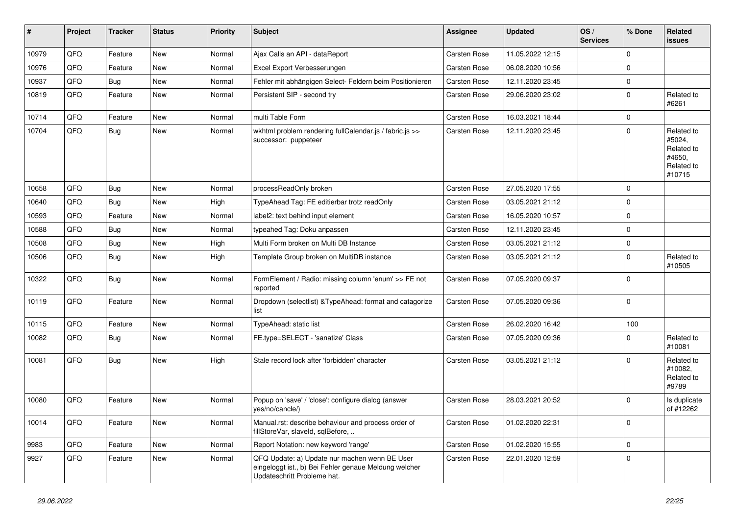| # | Project | Tracker | Status | Priority | Subject | Assignee | Updated | OS / Services | % Done | Related issues |
|---|---|---|---|---|---|---|---|---|---|---|
| 10979 | QFQ | Feature | New | Normal | Ajax Calls an API - dataReport | Carsten Rose | 11.05.2022 12:15 | | 0 | |
| 10976 | QFQ | Feature | New | Normal | Excel Export Verbesserungen | Carsten Rose | 06.08.2020 10:56 | | 0 | |
| 10937 | QFQ | Bug | New | Normal | Fehler mit abhängigen Select- Feldern beim Positionieren | Carsten Rose | 12.11.2020 23:45 | | 0 | |
| 10819 | QFQ | Feature | New | Normal | Persistent SIP - second try | Carsten Rose | 29.06.2020 23:02 | | 0 | Related to #6261 |
| 10714 | QFQ | Feature | New | Normal | multi Table Form | Carsten Rose | 16.03.2021 18:44 | | 0 | |
| 10704 | QFQ | Bug | New | Normal | wkhtml problem rendering fullCalendar.js / fabric.js >> successor: puppeteer | Carsten Rose | 12.11.2020 23:45 | | 0 | Related to #5024, Related to #4650, Related to #10715 |
| 10658 | QFQ | Bug | New | Normal | processReadOnly broken | Carsten Rose | 27.05.2020 17:55 | | 0 | |
| 10640 | QFQ | Bug | New | High | TypeAhead Tag: FE editierbar trotz readOnly | Carsten Rose | 03.05.2021 21:12 | | 0 | |
| 10593 | QFQ | Feature | New | Normal | label2: text behind input element | Carsten Rose | 16.05.2020 10:57 | | 0 | |
| 10588 | QFQ | Bug | New | Normal | typeahed Tag: Doku anpassen | Carsten Rose | 12.11.2020 23:45 | | 0 | |
| 10508 | QFQ | Bug | New | High | Multi Form broken on Multi DB Instance | Carsten Rose | 03.05.2021 21:12 | | 0 | |
| 10506 | QFQ | Bug | New | High | Template Group broken on MultiDB instance | Carsten Rose | 03.05.2021 21:12 | | 0 | Related to #10505 |
| 10322 | QFQ | Bug | New | Normal | FormElement / Radio: missing column 'enum' >> FE not reported | Carsten Rose | 07.05.2020 09:37 | | 0 | |
| 10119 | QFQ | Feature | New | Normal | Dropdown (selectlist) &TypeAhead: format and catagorize list | Carsten Rose | 07.05.2020 09:36 | | 0 | |
| 10115 | QFQ | Feature | New | Normal | TypeAhead: static list | Carsten Rose | 26.02.2020 16:42 | | 100 | |
| 10082 | QFQ | Bug | New | Normal | FE.type=SELECT - 'sanatize' Class | Carsten Rose | 07.05.2020 09:36 | | 0 | Related to #10081 |
| 10081 | QFQ | Bug | New | High | Stale record lock after 'forbidden' character | Carsten Rose | 03.05.2021 21:12 | | 0 | Related to #10082, Related to #9789 |
| 10080 | QFQ | Feature | New | Normal | Popup on 'save' / 'close': configure dialog (answer yes/no/cancle/) | Carsten Rose | 28.03.2021 20:52 | | 0 | Is duplicate of #12262 |
| 10014 | QFQ | Feature | New | Normal | Manual.rst: describe behaviour and process order of fillStoreVar, slaveId, sqlBefore, .. | Carsten Rose | 01.02.2020 22:31 | | 0 | |
| 9983 | QFQ | Feature | New | Normal | Report Notation: new keyword 'range' | Carsten Rose | 01.02.2020 15:55 | | 0 | |
| 9927 | QFQ | Feature | New | Normal | QFQ Update: a) Update nur machen wenn BE User eingeloggt ist., b) Bei Fehler genaue Meldung welcher Updateschritt Probleme hat. | Carsten Rose | 22.01.2020 12:59 | | 0 | |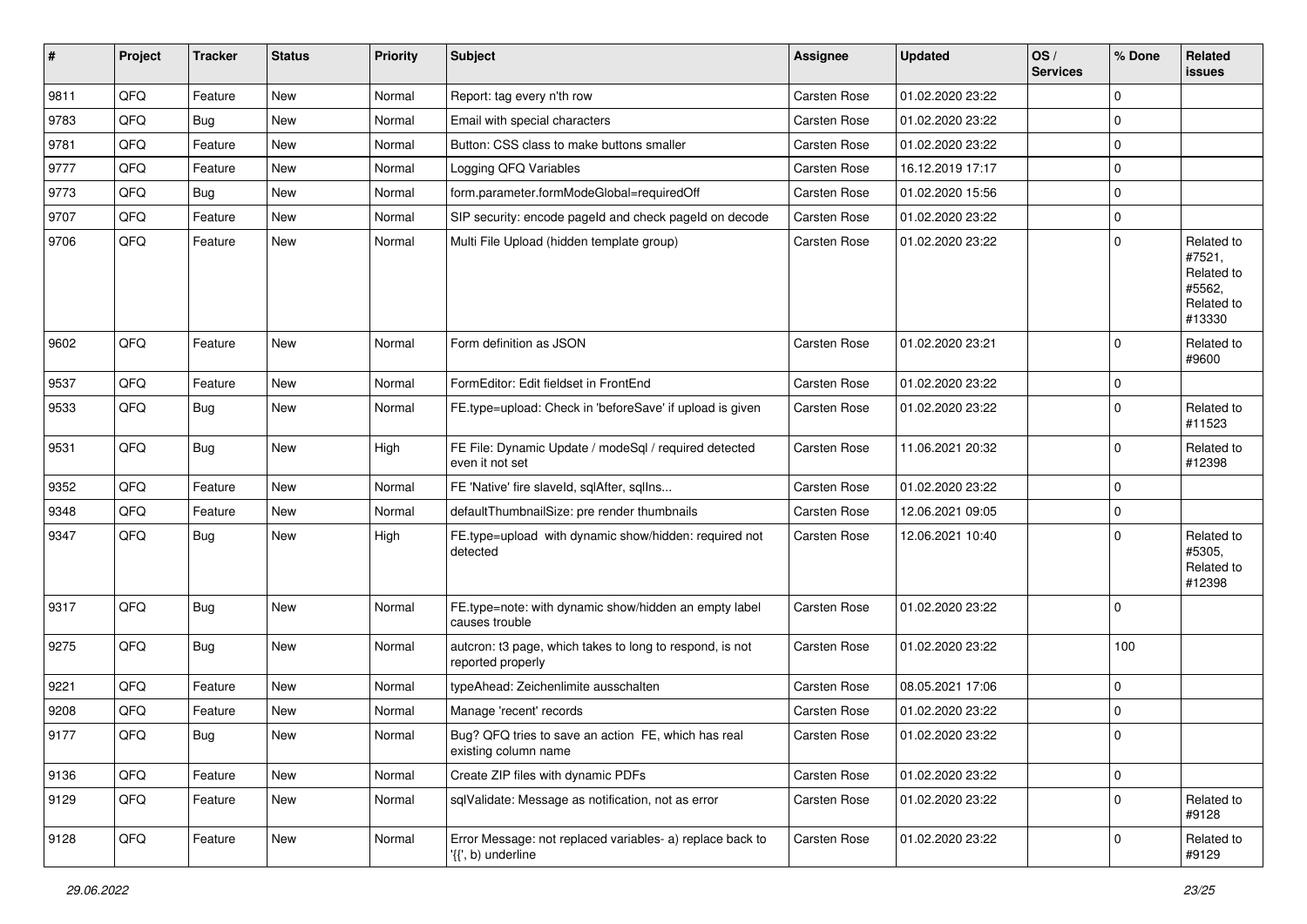| # | Project | Tracker | Status | Priority | Subject | Assignee | Updated | OS / Services | % Done | Related issues |
|---|---|---|---|---|---|---|---|---|---|---|
| 9811 | QFQ | Feature | New | Normal | Report: tag every n'th row | Carsten Rose | 01.02.2020 23:22 | | 0 | |
| 9783 | QFQ | Bug | New | Normal | Email with special characters | Carsten Rose | 01.02.2020 23:22 | | 0 | |
| 9781 | QFQ | Feature | New | Normal | Button: CSS class to make buttons smaller | Carsten Rose | 01.02.2020 23:22 | | 0 | |
| 9777 | QFQ | Feature | New | Normal | Logging QFQ Variables | Carsten Rose | 16.12.2019 17:17 | | 0 | |
| 9773 | QFQ | Bug | New | Normal | form.parameter.formModeGlobal=requiredOff | Carsten Rose | 01.02.2020 15:56 | | 0 | |
| 9707 | QFQ | Feature | New | Normal | SIP security: encode pageId and check pageId on decode | Carsten Rose | 01.02.2020 23:22 | | 0 | |
| 9706 | QFQ | Feature | New | Normal | Multi File Upload (hidden template group) | Carsten Rose | 01.02.2020 23:22 | | 0 | Related to #7521, Related to #5562, Related to #13330 |
| 9602 | QFQ | Feature | New | Normal | Form definition as JSON | Carsten Rose | 01.02.2020 23:21 | | 0 | Related to #9600 |
| 9537 | QFQ | Feature | New | Normal | FormEditor: Edit fieldset in FrontEnd | Carsten Rose | 01.02.2020 23:22 | | 0 | |
| 9533 | QFQ | Bug | New | Normal | FE.type=upload: Check in 'beforeSave' if upload is given | Carsten Rose | 01.02.2020 23:22 | | 0 | Related to #11523 |
| 9531 | QFQ | Bug | New | High | FE File: Dynamic Update / modeSql / required detected even it not set | Carsten Rose | 11.06.2021 20:32 | | 0 | Related to #12398 |
| 9352 | QFQ | Feature | New | Normal | FE 'Native' fire slaveId, sqlAfter, sqlIns... | Carsten Rose | 01.02.2020 23:22 | | 0 | |
| 9348 | QFQ | Feature | New | Normal | defaultThumbnailSize: pre render thumbnails | Carsten Rose | 12.06.2021 09:05 | | 0 | |
| 9347 | QFQ | Bug | New | High | FE.type=upload with dynamic show/hidden: required not detected | Carsten Rose | 12.06.2021 10:40 | | 0 | Related to #5305, Related to #12398 |
| 9317 | QFQ | Bug | New | Normal | FE.type=note: with dynamic show/hidden an empty label causes trouble | Carsten Rose | 01.02.2020 23:22 | | 0 | |
| 9275 | QFQ | Bug | New | Normal | autcron: t3 page, which takes to long to respond, is not reported properly | Carsten Rose | 01.02.2020 23:22 | | 100 | |
| 9221 | QFQ | Feature | New | Normal | typeAhead: Zeichenlimite ausschalten | Carsten Rose | 08.05.2021 17:06 | | 0 | |
| 9208 | QFQ | Feature | New | Normal | Manage 'recent' records | Carsten Rose | 01.02.2020 23:22 | | 0 | |
| 9177 | QFQ | Bug | New | Normal | Bug? QFQ tries to save an action FE, which has real existing column name | Carsten Rose | 01.02.2020 23:22 | | 0 | |
| 9136 | QFQ | Feature | New | Normal | Create ZIP files with dynamic PDFs | Carsten Rose | 01.02.2020 23:22 | | 0 | |
| 9129 | QFQ | Feature | New | Normal | sqlValidate: Message as notification, not as error | Carsten Rose | 01.02.2020 23:22 | | 0 | Related to #9128 |
| 9128 | QFQ | Feature | New | Normal | Error Message: not replaced variables- a) replace back to '{{', b) underline | Carsten Rose | 01.02.2020 23:22 | | 0 | Related to #9129 |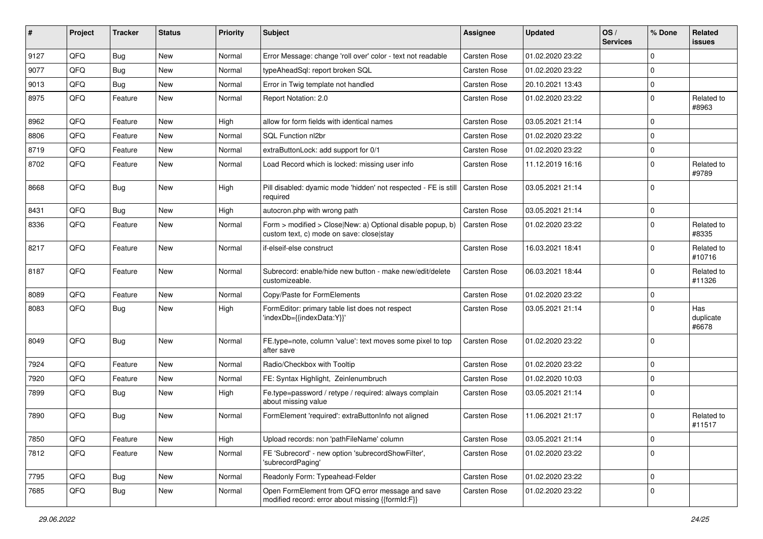| # | Project | Tracker | Status | Priority | Subject | Assignee | Updated | OS / Services | % Done | Related issues |
|---|---|---|---|---|---|---|---|---|---|---|
| 9127 | QFQ | Bug | New | Normal | Error Message: change 'roll over' color - text not readable | Carsten Rose | 01.02.2020 23:22 | | 0 | |
| 9077 | QFQ | Bug | New | Normal | typeAheadSql: report broken SQL | Carsten Rose | 01.02.2020 23:22 | | 0 | |
| 9013 | QFQ | Bug | New | Normal | Error in Twig template not handled | Carsten Rose | 20.10.2021 13:43 | | 0 | |
| 8975 | QFQ | Feature | New | Normal | Report Notation: 2.0 | Carsten Rose | 01.02.2020 23:22 | | 0 | Related to #8963 |
| 8962 | QFQ | Feature | New | High | allow for form fields with identical names | Carsten Rose | 03.05.2021 21:14 | | 0 | |
| 8806 | QFQ | Feature | New | Normal | SQL Function nl2br | Carsten Rose | 01.02.2020 23:22 | | 0 | |
| 8719 | QFQ | Feature | New | Normal | extraButtonLock: add support for 0/1 | Carsten Rose | 01.02.2020 23:22 | | 0 | |
| 8702 | QFQ | Feature | New | Normal | Load Record which is locked: missing user info | Carsten Rose | 11.12.2019 16:16 | | 0 | Related to #9789 |
| 8668 | QFQ | Bug | New | High | Pill disabled: dyamic mode 'hidden' not respected - FE is still required | Carsten Rose | 03.05.2021 21:14 | | 0 | |
| 8431 | QFQ | Bug | New | High | autocron.php with wrong path | Carsten Rose | 03.05.2021 21:14 | | 0 | |
| 8336 | QFQ | Feature | New | Normal | Form > modified > Close\|New: a) Optional disable popup, b) custom text, c) mode on save: close\|stay | Carsten Rose | 01.02.2020 23:22 | | 0 | Related to #8335 |
| 8217 | QFQ | Feature | New | Normal | if-elseif-else construct | Carsten Rose | 16.03.2021 18:41 | | 0 | Related to #10716 |
| 8187 | QFQ | Feature | New | Normal | Subrecord: enable/hide new button - make new/edit/delete customizeable. | Carsten Rose | 06.03.2021 18:44 | | 0 | Related to #11326 |
| 8089 | QFQ | Feature | New | Normal | Copy/Paste for FormElements | Carsten Rose | 01.02.2020 23:22 | | 0 | |
| 8083 | QFQ | Bug | New | High | FormEditor: primary table list does not respect 'indexDb={{indexData:Y}}' | Carsten Rose | 03.05.2021 21:14 | | 0 | Has duplicate #6678 |
| 8049 | QFQ | Bug | New | Normal | FE.type=note, column 'value': text moves some pixel to top after save | Carsten Rose | 01.02.2020 23:22 | | 0 | |
| 7924 | QFQ | Feature | New | Normal | Radio/Checkbox with Tooltip | Carsten Rose | 01.02.2020 23:22 | | 0 | |
| 7920 | QFQ | Feature | New | Normal | FE: Syntax Highlight, Zeinlenumbruch | Carsten Rose | 01.02.2020 10:03 | | 0 | |
| 7899 | QFQ | Bug | New | High | Fe.type=password / retype / required: always complain about missing value | Carsten Rose | 03.05.2021 21:14 | | 0 | |
| 7890 | QFQ | Bug | New | Normal | FormElement 'required': extraButtonInfo not aligned | Carsten Rose | 11.06.2021 21:17 | | 0 | Related to #11517 |
| 7850 | QFQ | Feature | New | High | Upload records: non 'pathFileName' column | Carsten Rose | 03.05.2021 21:14 | | 0 | |
| 7812 | QFQ | Feature | New | Normal | FE 'Subrecord' - new option 'subrecordShowFilter', 'subrecordPaging' | Carsten Rose | 01.02.2020 23:22 | | 0 | |
| 7795 | QFQ | Bug | New | Normal | Readonly Form: Typeahead-Felder | Carsten Rose | 01.02.2020 23:22 | | 0 | |
| 7685 | QFQ | Bug | New | Normal | Open FormElement from QFQ error message and save modified record: error about missing {{formId:F}} | Carsten Rose | 01.02.2020 23:22 | | 0 | |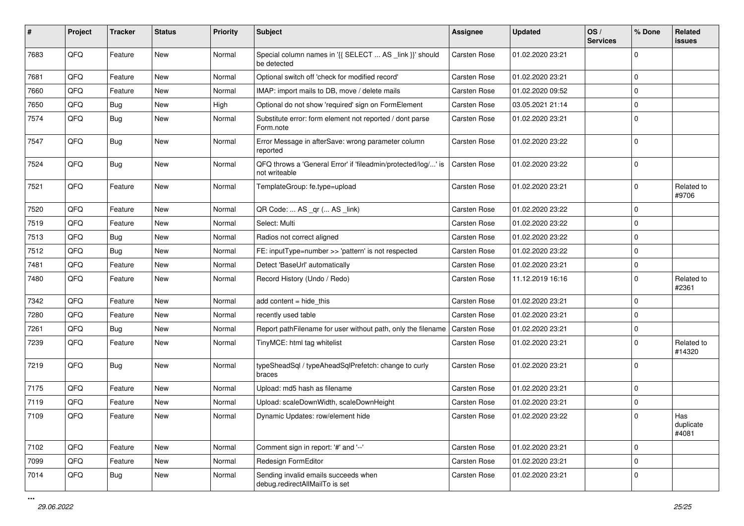| # | Project | Tracker | Status | Priority | Subject | Assignee | Updated | OS / Services | % Done | Related issues |
|---|---|---|---|---|---|---|---|---|---|---|
| 7683 | QFQ | Feature | New | Normal | Special column names in '{{ SELECT ... AS _link }}' should be detected | Carsten Rose | 01.02.2020 23:21 | | 0 | |
| 7681 | QFQ | Feature | New | Normal | Optional switch off 'check for modified record' | Carsten Rose | 01.02.2020 23:21 | | 0 | |
| 7660 | QFQ | Feature | New | Normal | IMAP: import mails to DB, move / delete mails | Carsten Rose | 01.02.2020 09:52 | | 0 | |
| 7650 | QFQ | Bug | New | High | Optional do not show 'required' sign on FormElement | Carsten Rose | 03.05.2021 21:14 | | 0 | |
| 7574 | QFQ | Bug | New | Normal | Substitute error: form element not reported / dont parse Form.note | Carsten Rose | 01.02.2020 23:21 | | 0 | |
| 7547 | QFQ | Bug | New | Normal | Error Message in afterSave: wrong parameter column reported | Carsten Rose | 01.02.2020 23:22 | | 0 | |
| 7524 | QFQ | Bug | New | Normal | QFQ throws a 'General Error' if 'fileadmin/protected/log/...' is not writeable | Carsten Rose | 01.02.2020 23:22 | | 0 | |
| 7521 | QFQ | Feature | New | Normal | TemplateGroup: fe.type=upload | Carsten Rose | 01.02.2020 23:21 | | 0 | Related to #9706 |
| 7520 | QFQ | Feature | New | Normal | QR Code: ... AS _qr ( ... AS _link) | Carsten Rose | 01.02.2020 23:22 | | 0 | |
| 7519 | QFQ | Feature | New | Normal | Select: Multi | Carsten Rose | 01.02.2020 23:22 | | 0 | |
| 7513 | QFQ | Bug | New | Normal | Radios not correct aligned | Carsten Rose | 01.02.2020 23:22 | | 0 | |
| 7512 | QFQ | Bug | New | Normal | FE: inputType=number >> 'pattern' is not respected | Carsten Rose | 01.02.2020 23:22 | | 0 | |
| 7481 | QFQ | Feature | New | Normal | Detect 'BaseUrl' automatically | Carsten Rose | 01.02.2020 23:21 | | 0 | |
| 7480 | QFQ | Feature | New | Normal | Record History (Undo / Redo) | Carsten Rose | 11.12.2019 16:16 | | 0 | Related to #2361 |
| 7342 | QFQ | Feature | New | Normal | add content = hide_this | Carsten Rose | 01.02.2020 23:21 | | 0 | |
| 7280 | QFQ | Feature | New | Normal | recently used table | Carsten Rose | 01.02.2020 23:21 | | 0 | |
| 7261 | QFQ | Bug | New | Normal | Report pathFilename for user without path, only the filename | Carsten Rose | 01.02.2020 23:21 | | 0 | |
| 7239 | QFQ | Feature | New | Normal | TinyMCE: html tag whitelist | Carsten Rose | 01.02.2020 23:21 | | 0 | Related to #14320 |
| 7219 | QFQ | Bug | New | Normal | typeSheadSql / typeAheadSqlPrefetch: change to curly braces | Carsten Rose | 01.02.2020 23:21 | | 0 | |
| 7175 | QFQ | Feature | New | Normal | Upload: md5 hash as filename | Carsten Rose | 01.02.2020 23:21 | | 0 | |
| 7119 | QFQ | Feature | New | Normal | Upload: scaleDownWidth, scaleDownHeight | Carsten Rose | 01.02.2020 23:21 | | 0 | |
| 7109 | QFQ | Feature | New | Normal | Dynamic Updates: row/element hide | Carsten Rose | 01.02.2020 23:22 | | 0 | Has duplicate #4081 |
| 7102 | QFQ | Feature | New | Normal | Comment sign in report: '#' and '--' | Carsten Rose | 01.02.2020 23:21 | | 0 | |
| 7099 | QFQ | Feature | New | Normal | Redesign FormEditor | Carsten Rose | 01.02.2020 23:21 | | 0 | |
| 7014 | QFQ | Bug | New | Normal | Sending invalid emails succeeds when debug.redirectAllMailTo is set | Carsten Rose | 01.02.2020 23:21 | | 0 | |

...